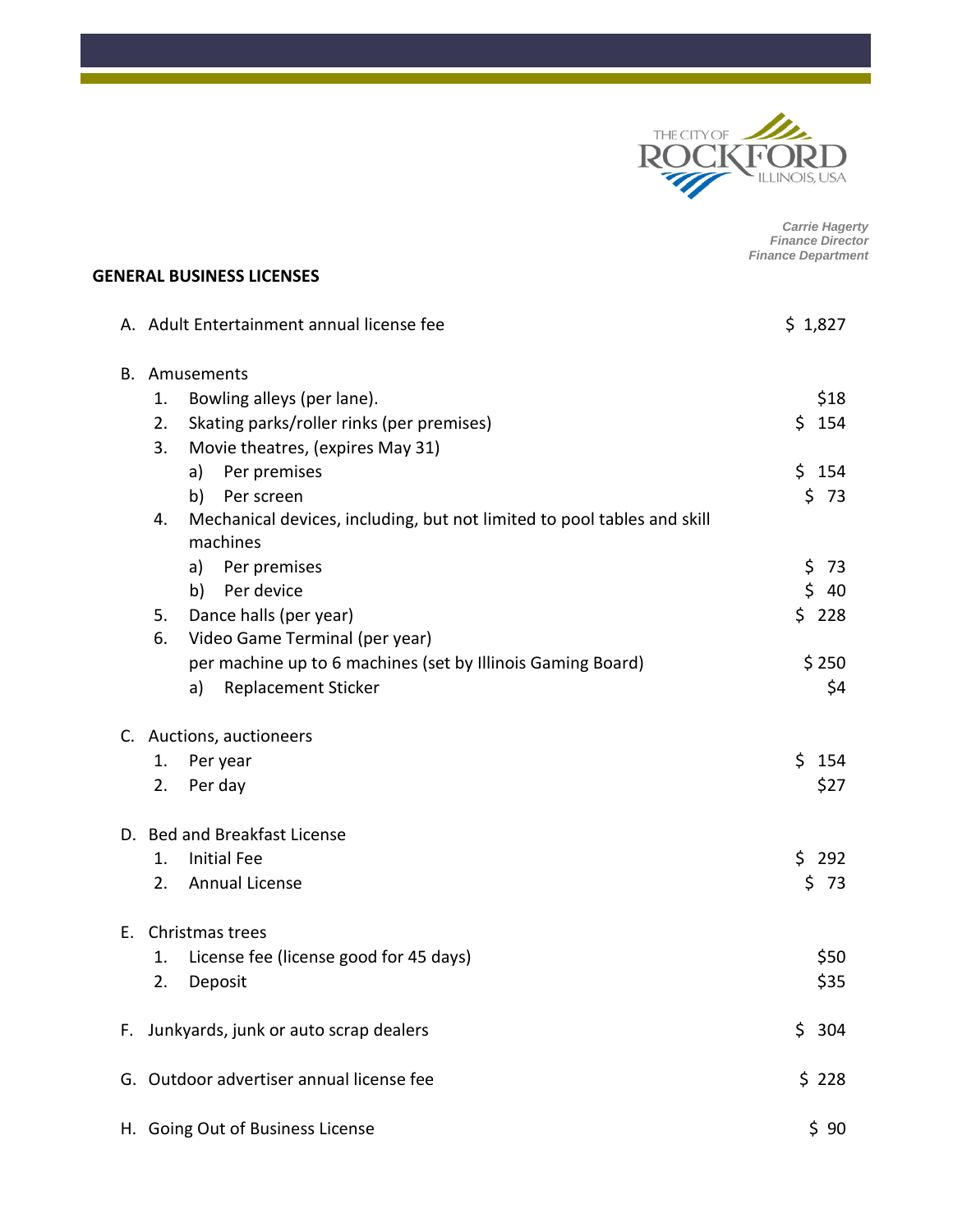*Carrie Hagerty*
*Finance Director*
*Finance Department*

## GENERAL BUSINESS LICENSES

A. Adult Entertainment annual license fee — $ 1,827

B. Amusements
   1. Bowling alleys (per lane). — $18
   2. Skating parks/roller rinks (per premises) — $ 154
   3. Movie theatres, (expires May 31)
      a) Per premises — $ 154
      b) Per screen — $ 73
   4. Mechanical devices, including, but not limited to pool tables and skill machines
      a) Per premises — $ 73
      b) Per device — $ 40
   5. Dance halls (per year) — $ 228
   6. Video Game Terminal (per year)
      per machine up to 6 machines (set by Illinois Gaming Board) — $ 250
      a) Replacement Sticker — $4

C. Auctions, auctioneers
   1. Per year — $ 154
   2. Per day — $27

D. Bed and Breakfast License
   1. Initial Fee — $ 292
   2. Annual License — $ 73

E. Christmas trees
   1. License fee (license good for 45 days) — $50
   2. Deposit — $35

F. Junkyards, junk or auto scrap dealers — $ 304

G. Outdoor advertiser annual license fee — $ 228

H. Going Out of Business License — $ 90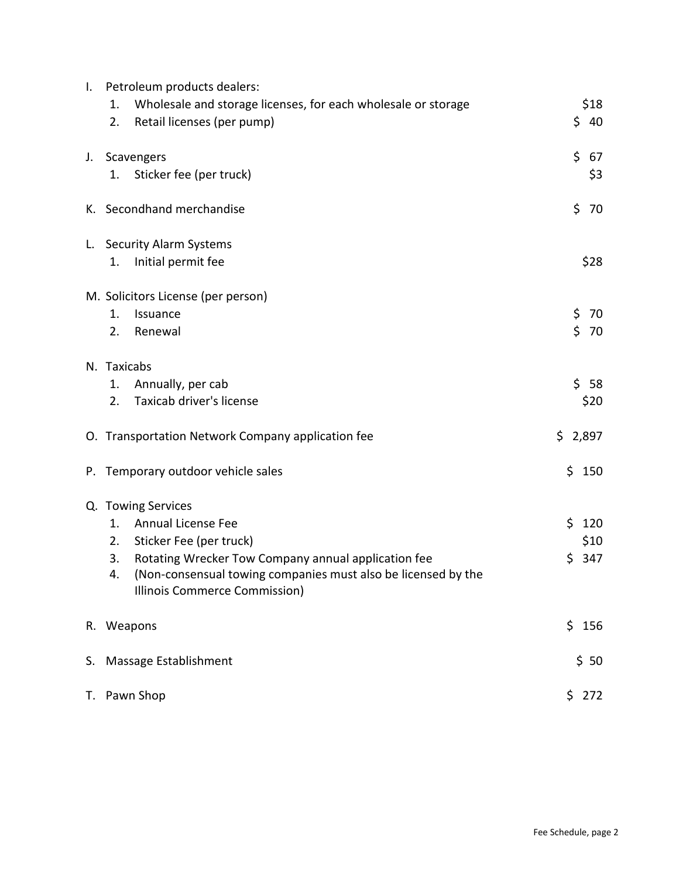I. Petroleum products dealers:
   1. Wholesale and storage licenses, for each wholesale or storage — $18
   2. Retail licenses (per pump) — $ 40

J. Scavengers — $ 67
   1. Sticker fee (per truck) — $3

K. Secondhand merchandise — $ 70

L. Security Alarm Systems
   1. Initial permit fee — $28

M. Solicitors License (per person)
   1. Issuance — $ 70
   2. Renewal — $ 70

N. Taxicabs
   1. Annually, per cab — $ 58
   2. Taxicab driver's license — $20

O. Transportation Network Company application fee — $ 2,897

P. Temporary outdoor vehicle sales — $ 150

Q. Towing Services
   1. Annual License Fee — $ 120
   2. Sticker Fee (per truck) — $10
   3. Rotating Wrecker Tow Company annual application fee — $ 347
   4. (Non-consensual towing companies must also be licensed by the Illinois Commerce Commission)

R. Weapons — $ 156

S. Massage Establishment — $ 50

T. Pawn Shop — $ 272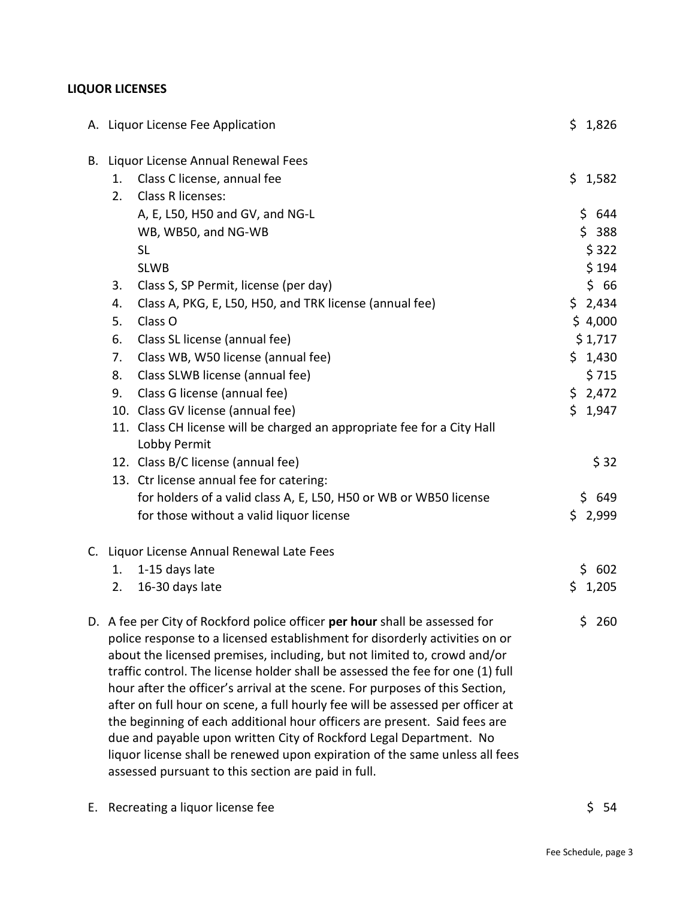## LIQUOR LICENSES

| | | |
|---|---|---|
| A. | Liquor License Fee Application | $ 1,826 |
| B. | Liquor License Annual Renewal Fees | |
| | 1. Class C license, annual fee | $ 1,582 |
| | 2. Class R licenses: | |
| | A, E, L50, H50 and GV, and NG-L | $ 644 |
| | WB, WB50, and NG-WB | $ 388 |
| | SL | $ 322 |
| | SLWB | $ 194 |
| | 3. Class S, SP Permit, license (per day) | $ 66 |
| | 4. Class A, PKG, E, L50, H50, and TRK license (annual fee) | $ 2,434 |
| | 5. Class O | $ 4,000 |
| | 6. Class SL license (annual fee) | $ 1,717 |
| | 7. Class WB, W50 license (annual fee) | $ 1,430 |
| | 8. Class SLWB license (annual fee) | $ 715 |
| | 9. Class G license (annual fee) | $ 2,472 |
| | 10. Class GV license (annual fee) | $ 1,947 |
| | 11. Class CH license will be charged an appropriate fee for a City Hall Lobby Permit | |
| | 12. Class B/C license (annual fee) | $ 32 |
| | 13. Ctr license annual fee for catering: | |
| | for holders of a valid class A, E, L50, H50 or WB or WB50 license | $ 649 |
| | for those without a valid liquor license | $ 2,999 |
| C. | Liquor License Annual Renewal Late Fees | |
| | 1. 1-15 days late | $ 602 |
| | 2. 16-30 days late | $ 1,205 |
| D. | A fee per City of Rockford police officer **per hour** shall be assessed for police response to a licensed establishment for disorderly activities on or about the licensed premises, including, but not limited to, crowd and/or traffic control. The license holder shall be assessed the fee for one (1) full hour after the officer's arrival at the scene. For purposes of this Section, after on full hour on scene, a full hourly fee will be assessed per officer at the beginning of each additional hour officers are present. Said fees are due and payable upon written City of Rockford Legal Department. No liquor license shall be renewed upon expiration of the same unless all fees assessed pursuant to this section are paid in full. | $ 260 |
| E. | Recreating a liquor license fee | $ 54 |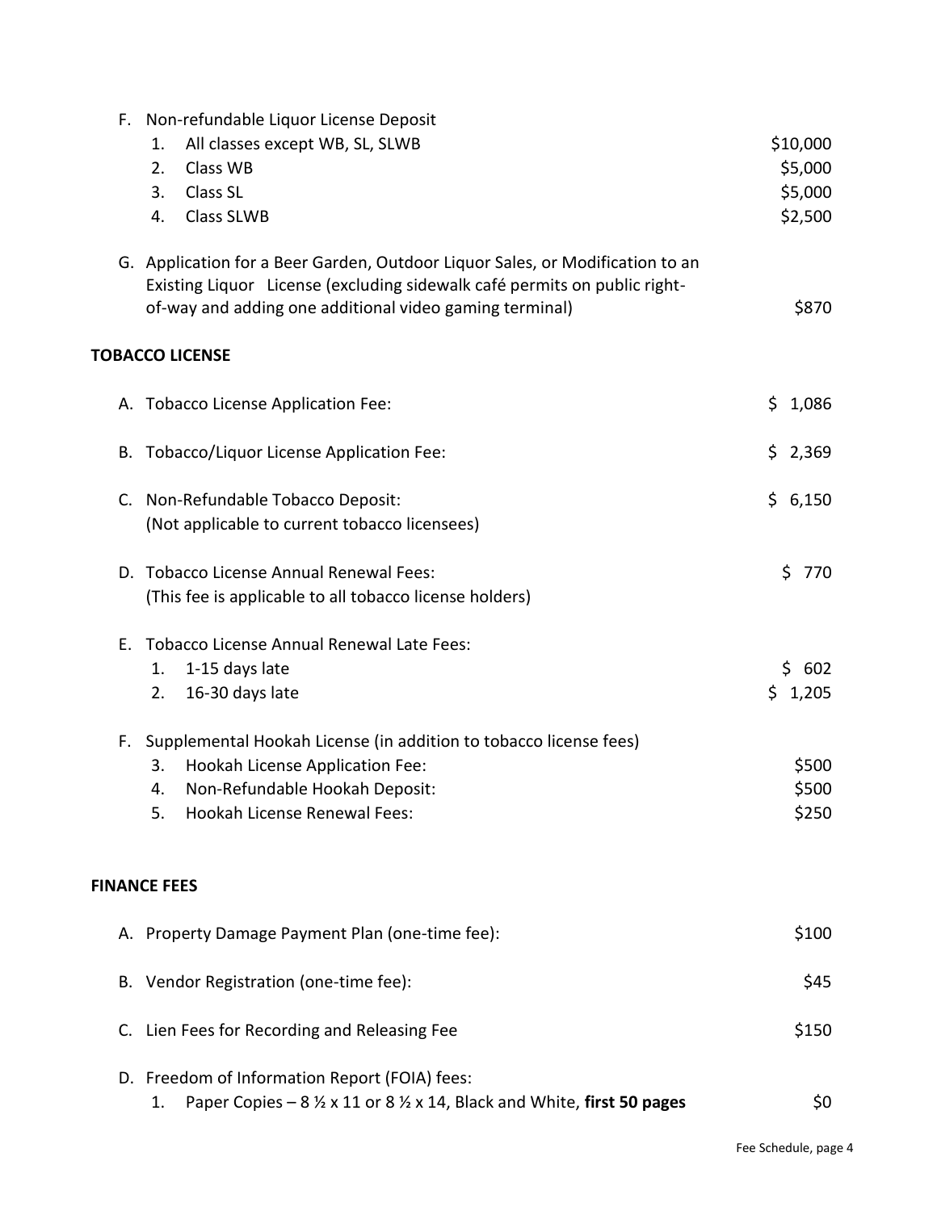F. Non-refundable Liquor License Deposit

| | |
|---|---|
| 1. All classes except WB, SL, SLWB | $10,000 |
| 2. Class WB | $5,000 |
| 3. Class SL | $5,000 |
| 4. Class SLWB | $2,500 |

G. Application for a Beer Garden, Outdoor Liquor Sales, or Modification to an Existing Liquor License (excluding sidewalk café permits on public right-of-way and adding one additional video gaming terminal) — $870

## TOBACCO LICENSE

| | |
|---|---|
| A. Tobacco License Application Fee: | $ 1,086 |
| B. Tobacco/Liquor License Application Fee: | $ 2,369 |
| C. Non-Refundable Tobacco Deposit: (Not applicable to current tobacco licensees) | $ 6,150 |
| D. Tobacco License Annual Renewal Fees: (This fee is applicable to all tobacco license holders) | $ 770 |
| E. Tobacco License Annual Renewal Late Fees: | |
| 1. 1-15 days late | $ 602 |
| 2. 16-30 days late | $ 1,205 |
| F. Supplemental Hookah License (in addition to tobacco license fees) | |
| 3. Hookah License Application Fee: | $500 |
| 4. Non-Refundable Hookah Deposit: | $500 |
| 5. Hookah License Renewal Fees: | $250 |

## FINANCE FEES

| | |
|---|---|
| A. Property Damage Payment Plan (one-time fee): | $100 |
| B. Vendor Registration (one-time fee): | $45 |
| C. Lien Fees for Recording and Releasing Fee | $150 |
| D. Freedom of Information Report (FOIA) fees: | |
| 1. Paper Copies – 8 ½ x 11 or 8 ½ x 14, Black and White, **first 50 pages** | $0 |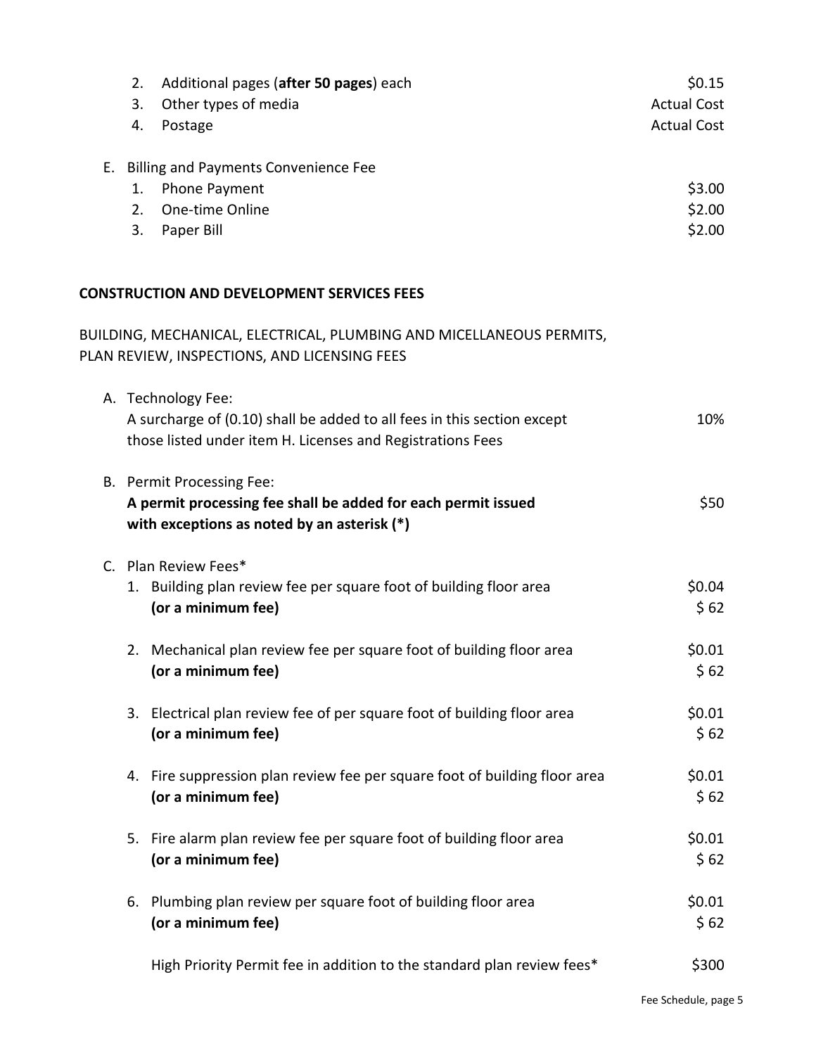2. Additional pages (**after 50 pages**) each $0.15
3. Other types of media Actual Cost
4. Postage Actual Cost

E. Billing and Payments Convenience Fee

| | |
|---|---|
| 1. Phone Payment | $3.00 |
| 2. One-time Online | $2.00 |
| 3. Paper Bill | $2.00 |

**CONSTRUCTION AND DEVELOPMENT SERVICES FEES**

BUILDING, MECHANICAL, ELECTRICAL, PLUMBING AND MICELLANEOUS PERMITS, PLAN REVIEW, INSPECTIONS, AND LICENSING FEES

A. Technology Fee:
A surcharge of (0.10) shall be added to all fees in this section except those listed under item H. Licenses and Registrations Fees — 10%

B. Permit Processing Fee:
**A permit processing fee shall be added for each permit issued with exceptions as noted by an asterisk (*)** — $50

C. Plan Review Fees*

| | |
|---|---|
| 1. Building plan review fee per square foot of building floor area | $0.04 |
| **(or a minimum fee)** | $ 62 |
| 2. Mechanical plan review fee per square foot of building floor area | $0.01 |
| **(or a minimum fee)** | $ 62 |
| 3. Electrical plan review fee of per square foot of building floor area | $0.01 |
| **(or a minimum fee)** | $ 62 |
| 4. Fire suppression plan review fee per square foot of building floor area | $0.01 |
| **(or a minimum fee)** | $ 62 |
| 5. Fire alarm plan review fee per square foot of building floor area | $0.01 |
| **(or a minimum fee)** | $ 62 |
| 6. Plumbing plan review per square foot of building floor area | $0.01 |
| **(or a minimum fee)** | $ 62 |
| High Priority Permit fee in addition to the standard plan review fees* | $300 |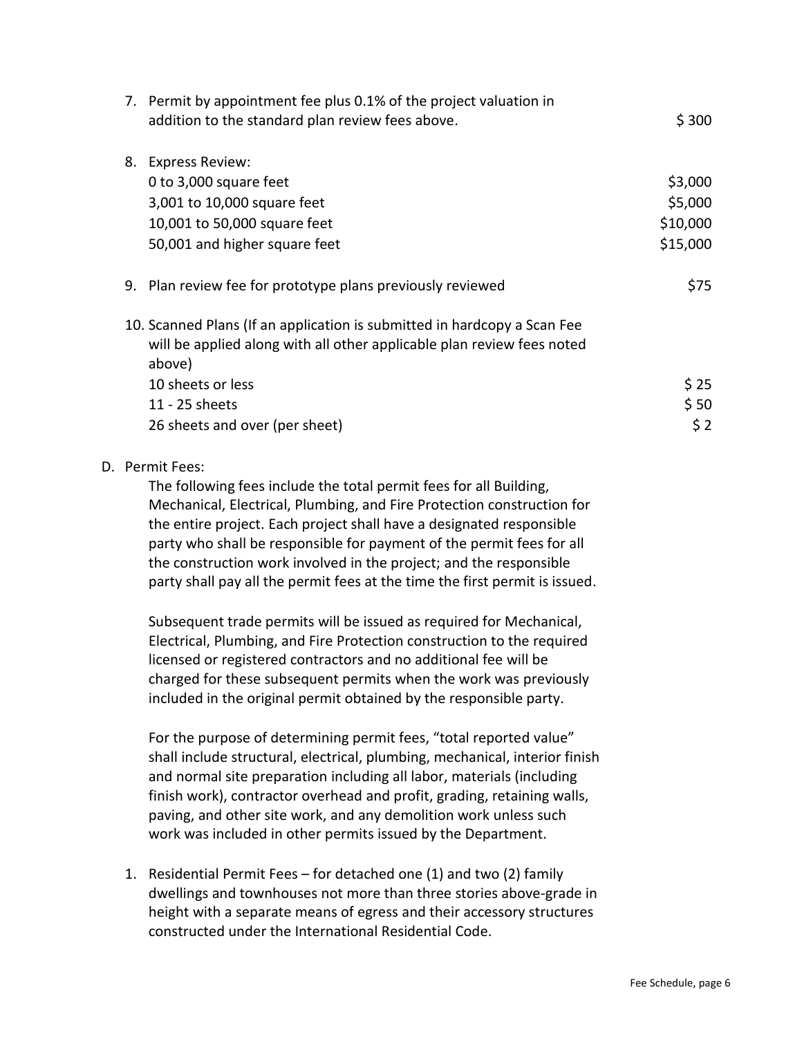7. Permit by appointment fee plus 0.1% of the project valuation in addition to the standard plan review fees above. $ 300

8. Express Review:

| | |
|---|---|
| 0 to 3,000 square feet | $3,000 |
| 3,001 to 10,000 square feet | $5,000 |
| 10,001 to 50,000 square feet | $10,000 |
| 50,001 and higher square feet | $15,000 |

9. Plan review fee for prototype plans previously reviewed $75

10. Scanned Plans (If an application is submitted in hardcopy a Scan Fee will be applied along with all other applicable plan review fees noted above)

| | |
|---|---|
| 10 sheets or less | $ 25 |
| 11 - 25 sheets | $ 50 |
| 26 sheets and over (per sheet) | $ 2 |

D. Permit Fees:

The following fees include the total permit fees for all Building, Mechanical, Electrical, Plumbing, and Fire Protection construction for the entire project. Each project shall have a designated responsible party who shall be responsible for payment of the permit fees for all the construction work involved in the project; and the responsible party shall pay all the permit fees at the time the first permit is issued.

Subsequent trade permits will be issued as required for Mechanical, Electrical, Plumbing, and Fire Protection construction to the required licensed or registered contractors and no additional fee will be charged for these subsequent permits when the work was previously included in the original permit obtained by the responsible party.

For the purpose of determining permit fees, "total reported value" shall include structural, electrical, plumbing, mechanical, interior finish and normal site preparation including all labor, materials (including finish work), contractor overhead and profit, grading, retaining walls, paving, and other site work, and any demolition work unless such work was included in other permits issued by the Department.

1. Residential Permit Fees – for detached one (1) and two (2) family dwellings and townhouses not more than three stories above-grade in height with a separate means of egress and their accessory structures constructed under the International Residential Code.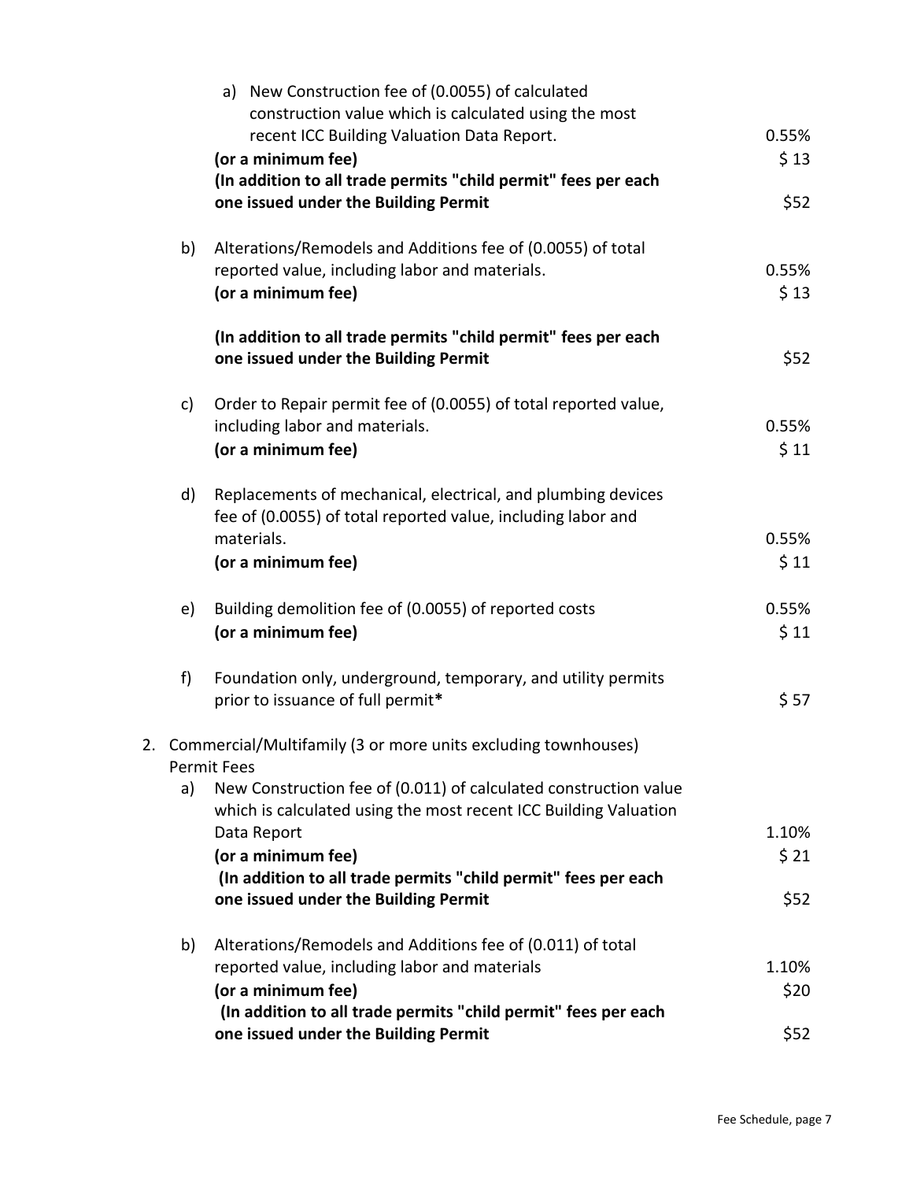| | | |
|---|---|---|
| | a) New Construction fee of (0.0055) of calculated construction value which is calculated using the most recent ICC Building Valuation Data Report. | 0.55% |
| | **(or a minimum fee)** | $ 13 |
| | **(In addition to all trade permits "child permit" fees per each one issued under the Building Permit** | $52 |
| b) | Alterations/Remodels and Additions fee of (0.0055) of total reported value, including labor and materials. | 0.55% |
| | **(or a minimum fee)** | $ 13 |
| | **(In addition to all trade permits "child permit" fees per each one issued under the Building Permit** | $52 |
| c) | Order to Repair permit fee of (0.0055) of total reported value, including labor and materials. | 0.55% |
| | **(or a minimum fee)** | $ 11 |
| d) | Replacements of mechanical, electrical, and plumbing devices fee of (0.0055) of total reported value, including labor and materials. | 0.55% |
| | **(or a minimum fee)** | $ 11 |
| e) | Building demolition fee of (0.0055) of reported costs | 0.55% |
| | **(or a minimum fee)** | $ 11 |
| f) | Foundation only, underground, temporary, and utility permits prior to issuance of full permit* | $ 57 |

2. Commercial/Multifamily (3 or more units excluding townhouses) Permit Fees

| | | |
|---|---|---|
| a) | New Construction fee of (0.011) of calculated construction value which is calculated using the most recent ICC Building Valuation Data Report | 1.10% |
| | **(or a minimum fee)** | $ 21 |
| | **(In addition to all trade permits "child permit" fees per each one issued under the Building Permit** | $52 |
| b) | Alterations/Remodels and Additions fee of (0.011) of total reported value, including labor and materials | 1.10% |
| | **(or a minimum fee)** | $20 |
| | **(In addition to all trade permits "child permit" fees per each one issued under the Building Permit** | $52 |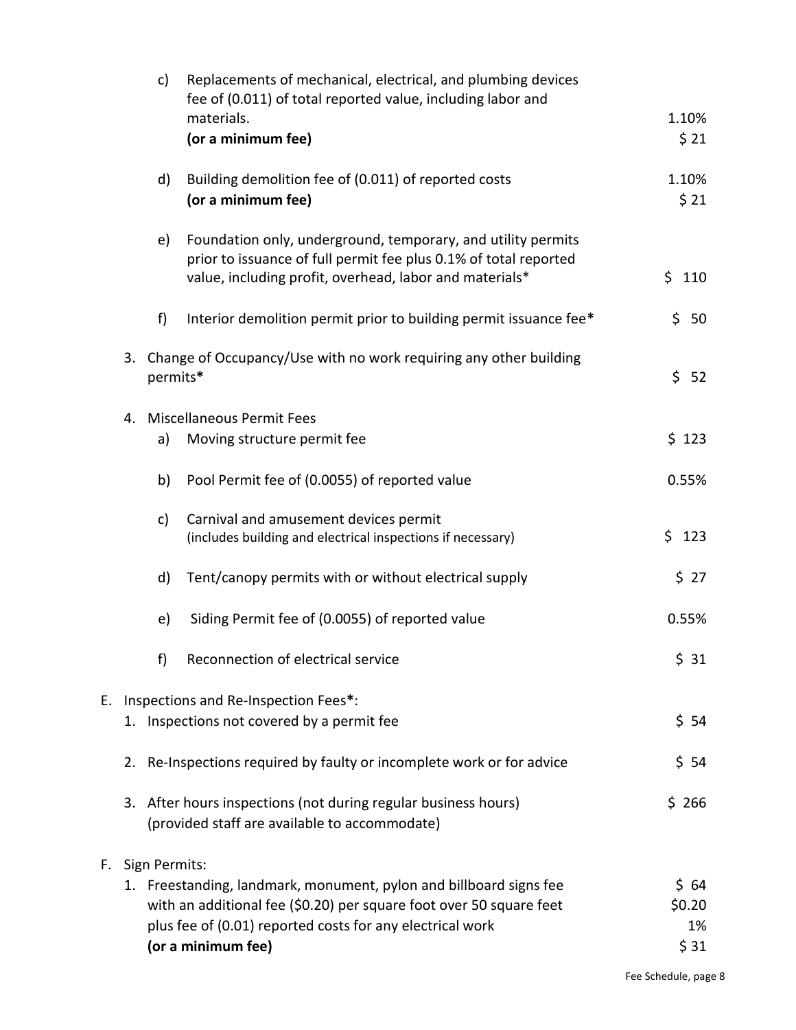| | |
|---|---|
| c) Replacements of mechanical, electrical, and plumbing devices fee of (0.011) of total reported value, including labor and materials. | 1.10% |
| **(or a minimum fee)** | $ 21 |
| d) Building demolition fee of (0.011) of reported costs | 1.10% |
| **(or a minimum fee)** | $ 21 |
| e) Foundation only, underground, temporary, and utility permits prior to issuance of full permit fee plus 0.1% of total reported value, including profit, overhead, labor and materials* | $ 110 |
| f) Interior demolition permit prior to building permit issuance fee* | $ 50 |
| 3. Change of Occupancy/Use with no work requiring any other building permits* | $ 52 |
| 4. Miscellaneous Permit Fees | |
| a) Moving structure permit fee | $ 123 |
| b) Pool Permit fee of (0.0055) of reported value | 0.55% |
| c) Carnival and amusement devices permit (includes building and electrical inspections if necessary) | $ 123 |
| d) Tent/canopy permits with or without electrical supply | $ 27 |
| e) Siding Permit fee of (0.0055) of reported value | 0.55% |
| f) Reconnection of electrical service | $ 31 |
| **E. Inspections and Re-Inspection Fees*:** | |
| 1. Inspections not covered by a permit fee | $ 54 |
| 2. Re-Inspections required by faulty or incomplete work or for advice | $ 54 |
| 3. After hours inspections (not during regular business hours) (provided staff are available to accommodate) | $ 266 |
| **F. Sign Permits:** | |
| 1. Freestanding, landmark, monument, pylon and billboard signs fee | $ 64 |
| with an additional fee ($0.20) per square foot over 50 square feet | $0.20 |
| plus fee of (0.01) reported costs for any electrical work | 1% |
| **(or a minimum fee)** | $ 31 |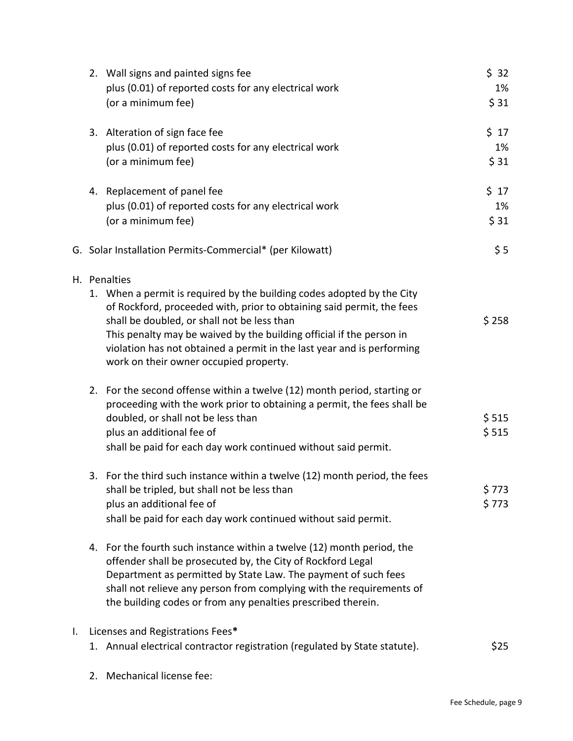2. Wall signs and painted signs fee — $ 32
   plus (0.01) of reported costs for any electrical work — 1%
   (or a minimum fee) — $ 31

3. Alteration of sign face fee — $ 17
   plus (0.01) of reported costs for any electrical work — 1%
   (or a minimum fee) — $ 31

4. Replacement of panel fee — $ 17
   plus (0.01) of reported costs for any electrical work — 1%
   (or a minimum fee) — $ 31

G. Solar Installation Permits-Commercial* (per Kilowatt) — $ 5

H. Penalties

1. When a permit is required by the building codes adopted by the City of Rockford, proceeded with, prior to obtaining said permit, the fees shall be doubled, or shall not be less than — $ 258
   This penalty may be waived by the building official if the person in violation has not obtained a permit in the last year and is performing work on their owner occupied property.

2. For the second offense within a twelve (12) month period, starting or proceeding with the work prior to obtaining a permit, the fees shall be doubled, or shall not be less than — $ 515
   plus an additional fee of — $ 515
   shall be paid for each day work continued without said permit.

3. For the third such instance within a twelve (12) month period, the fees shall be tripled, but shall not be less than — $ 773
   plus an additional fee of — $ 773
   shall be paid for each day work continued without said permit.

4. For the fourth such instance within a twelve (12) month period, the offender shall be prosecuted by, the City of Rockford Legal Department as permitted by State Law. The payment of such fees shall not relieve any person from complying with the requirements of the building codes or from any penalties prescribed therein.

I. Licenses and Registrations Fees**

1. Annual electrical contractor registration (regulated by State statute). — $25

2. Mechanical license fee: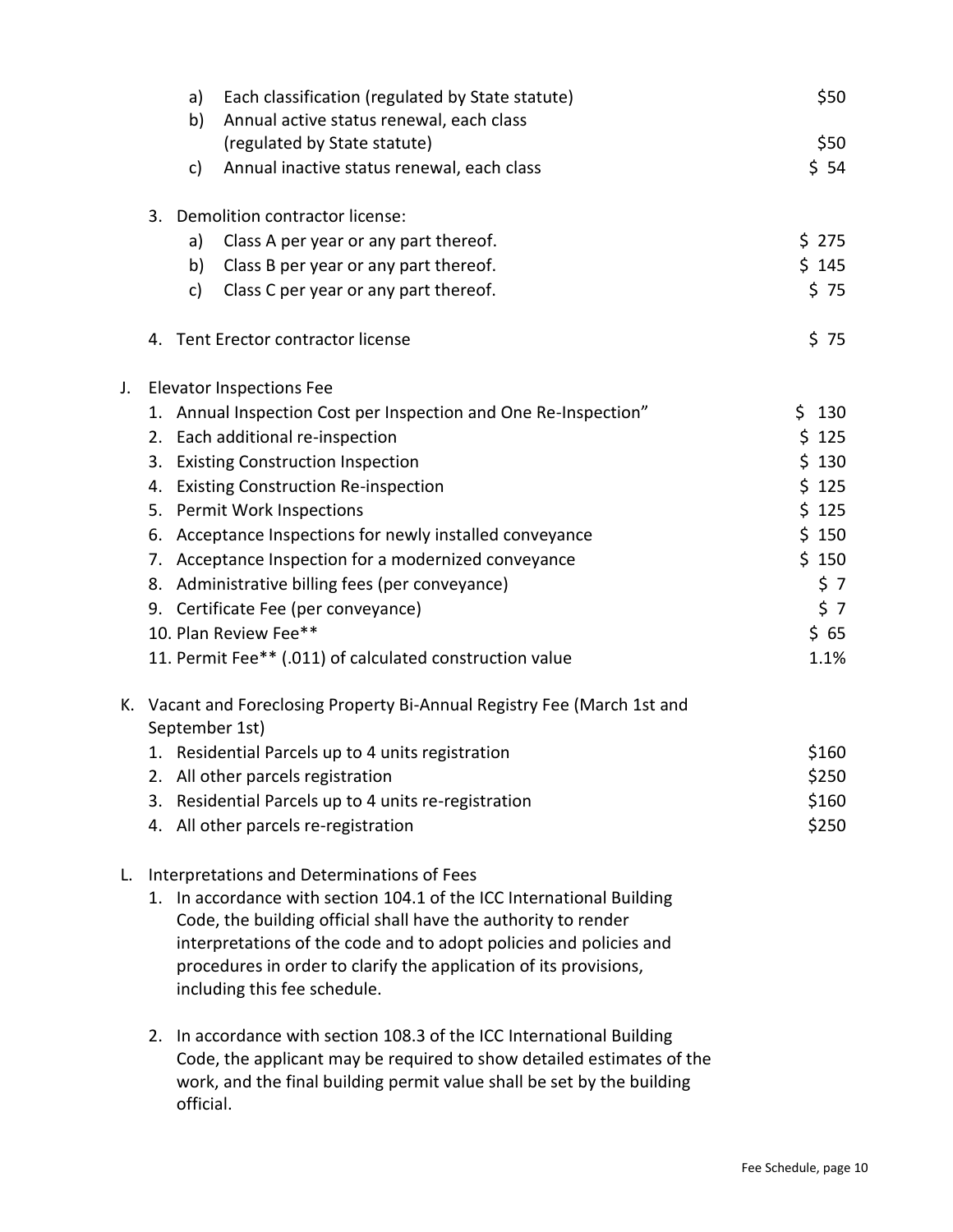a) Each classification (regulated by State statute) $50

b) Annual active status renewal, each class (regulated by State statute) $50

c) Annual inactive status renewal, each class $ 54

3. Demolition contractor license:
   a) Class A per year or any part thereof. $ 275
   b) Class B per year or any part thereof. $ 145
   c) Class C per year or any part thereof. $ 75

4. Tent Erector contractor license $ 75

J. Elevator Inspections Fee
   1. Annual Inspection Cost per Inspection and One Re-Inspection” $ 130
   2. Each additional re-inspection $ 125
   3. Existing Construction Inspection $ 130
   4. Existing Construction Re-inspection $ 125
   5. Permit Work Inspections $ 125
   6. Acceptance Inspections for newly installed conveyance $ 150
   7. Acceptance Inspection for a modernized conveyance $ 150
   8. Administrative billing fees (per conveyance) $ 7
   9. Certificate Fee (per conveyance) $ 7
   10. Plan Review Fee** $ 65
   11. Permit Fee** (.011) of calculated construction value 1.1%

K. Vacant and Foreclosing Property Bi-Annual Registry Fee (March 1st and September 1st)
   1. Residential Parcels up to 4 units registration $160
   2. All other parcels registration $250
   3. Residential Parcels up to 4 units re-registration $160
   4. All other parcels re-registration $250

L. Interpretations and Determinations of Fees
   1. In accordance with section 104.1 of the ICC International Building Code, the building official shall have the authority to render interpretations of the code and to adopt policies and policies and procedures in order to clarify the application of its provisions, including this fee schedule.

   2. In accordance with section 108.3 of the ICC International Building Code, the applicant may be required to show detailed estimates of the work, and the final building permit value shall be set by the building official.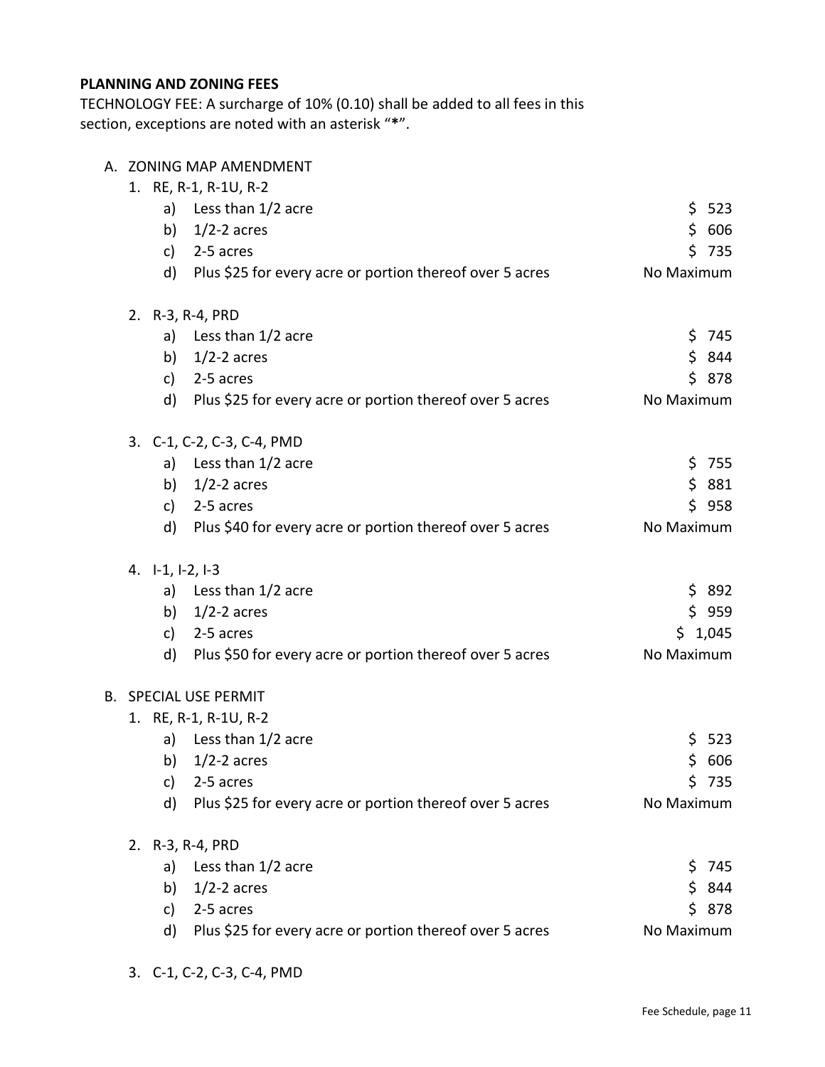**PLANNING AND ZONING FEES**

TECHNOLOGY FEE: A surcharge of 10% (0.10) shall be added to all fees in this section, exceptions are noted with an asterisk "**\***".

A. ZONING MAP AMENDMENT

1. RE, R-1, R-1U, R-2

| | | |
|---|---|---|
| a) | Less than 1/2 acre | $ 523 |
| b) | 1/2-2 acres | $ 606 |
| c) | 2-5 acres | $ 735 |
| d) | Plus $25 for every acre or portion thereof over 5 acres | No Maximum |

2. R-3, R-4, PRD

| | | |
|---|---|---|
| a) | Less than 1/2 acre | $ 745 |
| b) | 1/2-2 acres | $ 844 |
| c) | 2-5 acres | $ 878 |
| d) | Plus $25 for every acre or portion thereof over 5 acres | No Maximum |

3. C-1, C-2, C-3, C-4, PMD

| | | |
|---|---|---|
| a) | Less than 1/2 acre | $ 755 |
| b) | 1/2-2 acres | $ 881 |
| c) | 2-5 acres | $ 958 |
| d) | Plus $40 for every acre or portion thereof over 5 acres | No Maximum |

4. I-1, I-2, I-3

| | | |
|---|---|---|
| a) | Less than 1/2 acre | $ 892 |
| b) | 1/2-2 acres | $ 959 |
| c) | 2-5 acres | $ 1,045 |
| d) | Plus $50 for every acre or portion thereof over 5 acres | No Maximum |

B. SPECIAL USE PERMIT

1. RE, R-1, R-1U, R-2

| | | |
|---|---|---|
| a) | Less than 1/2 acre | $ 523 |
| b) | 1/2-2 acres | $ 606 |
| c) | 2-5 acres | $ 735 |
| d) | Plus $25 for every acre or portion thereof over 5 acres | No Maximum |

2. R-3, R-4, PRD

| | | |
|---|---|---|
| a) | Less than 1/2 acre | $ 745 |
| b) | 1/2-2 acres | $ 844 |
| c) | 2-5 acres | $ 878 |
| d) | Plus $25 for every acre or portion thereof over 5 acres | No Maximum |

3. C-1, C-2, C-3, C-4, PMD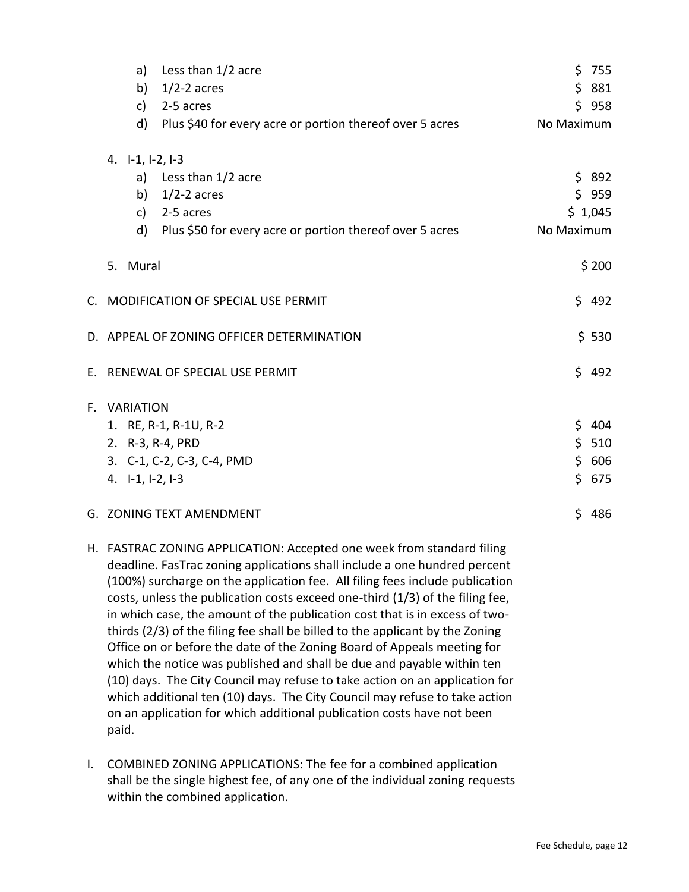a) Less than 1/2 acre — $ 755
b) 1/2-2 acres — $ 881
c) 2-5 acres — $ 958
d) Plus $40 for every acre or portion thereof over 5 acres — No Maximum

4. I-1, I-2, I-3
   a) Less than 1/2 acre — $ 892
   b) 1/2-2 acres — $ 959
   c) 2-5 acres — $ 1,045
   d) Plus $50 for every acre or portion thereof over 5 acres — No Maximum

5. Mural — $ 200

C. MODIFICATION OF SPECIAL USE PERMIT — $ 492

D. APPEAL OF ZONING OFFICER DETERMINATION — $ 530

E. RENEWAL OF SPECIAL USE PERMIT — $ 492

F. VARIATION
   1. RE, R-1, R-1U, R-2 — $ 404
   2. R-3, R-4, PRD — $ 510
   3. C-1, C-2, C-3, C-4, PMD — $ 606
   4. I-1, I-2, I-3 — $ 675

G. ZONING TEXT AMENDMENT — $ 486

H. FASTRAC ZONING APPLICATION: Accepted one week from standard filing deadline. FasTrac zoning applications shall include a one hundred percent (100%) surcharge on the application fee. All filing fees include publication costs, unless the publication costs exceed one-third (1/3) of the filing fee, in which case, the amount of the publication cost that is in excess of two-thirds (2/3) of the filing fee shall be billed to the applicant by the Zoning Office on or before the date of the Zoning Board of Appeals meeting for which the notice was published and shall be due and payable within ten (10) days. The City Council may refuse to take action on an application for which additional ten (10) days. The City Council may refuse to take action on an application for which additional publication costs have not been paid.

I. COMBINED ZONING APPLICATIONS: The fee for a combined application shall be the single highest fee, of any one of the individual zoning requests within the combined application.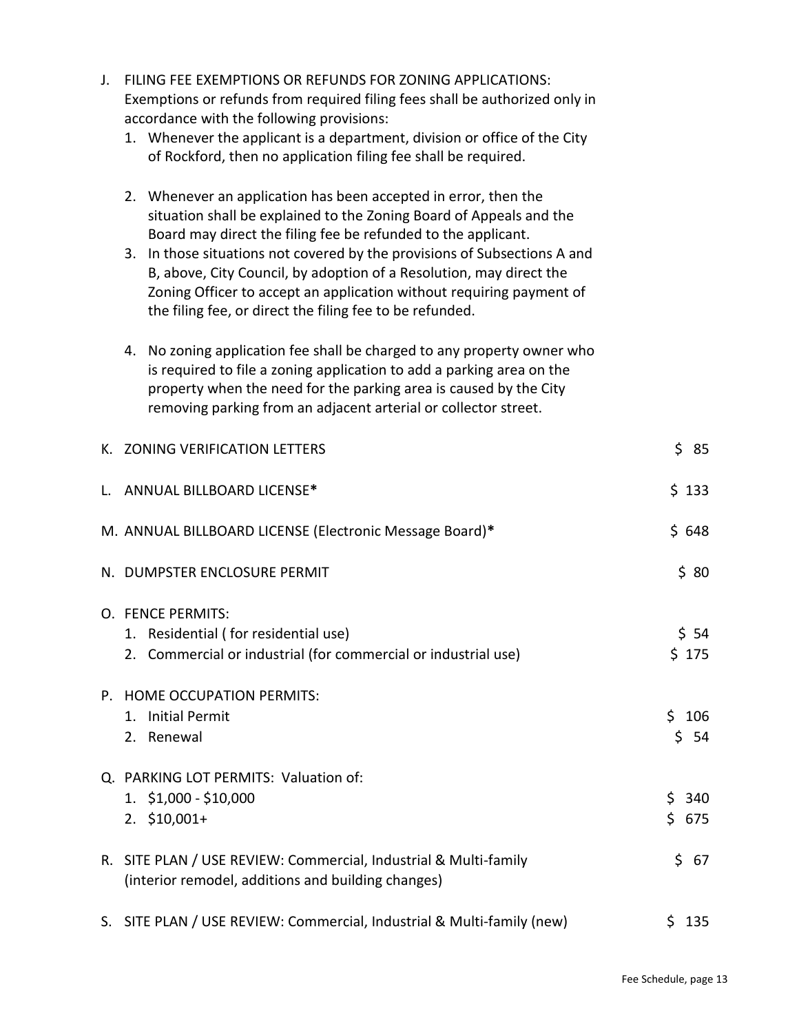J. FILING FEE EXEMPTIONS OR REFUNDS FOR ZONING APPLICATIONS: Exemptions or refunds from required filing fees shall be authorized only in accordance with the following provisions:

1. Whenever the applicant is a department, division or office of the City of Rockford, then no application filing fee shall be required.

2. Whenever an application has been accepted in error, then the situation shall be explained to the Zoning Board of Appeals and the Board may direct the filing fee be refunded to the applicant.
3. In those situations not covered by the provisions of Subsections A and B, above, City Council, by adoption of a Resolution, may direct the Zoning Officer to accept an application without requiring payment of the filing fee, or direct the filing fee to be refunded.

4. No zoning application fee shall be charged to any property owner who is required to file a zoning application to add a parking area on the property when the need for the parking area is caused by the City removing parking from an adjacent arterial or collector street.

| | |
|---|---|
| K. ZONING VERIFICATION LETTERS | $ 85 |
| L. ANNUAL BILLBOARD LICENSE* | $ 133 |
| M. ANNUAL BILLBOARD LICENSE (Electronic Message Board)* | $ 648 |
| N. DUMPSTER ENCLOSURE PERMIT | $ 80 |
| O. FENCE PERMITS: | |
| 1. Residential ( for residential use) | $ 54 |
| 2. Commercial or industrial (for commercial or industrial use) | $ 175 |
| P. HOME OCCUPATION PERMITS: | |
| 1. Initial Permit | $ 106 |
| 2. Renewal | $ 54 |
| Q. PARKING LOT PERMITS: Valuation of: | |
| 1. $1,000 - $10,000 | $ 340 |
| 2. $10,001+ | $ 675 |
| R. SITE PLAN / USE REVIEW: Commercial, Industrial & Multi-family (interior remodel, additions and building changes) | $ 67 |
| S. SITE PLAN / USE REVIEW: Commercial, Industrial & Multi-family (new) | $ 135 |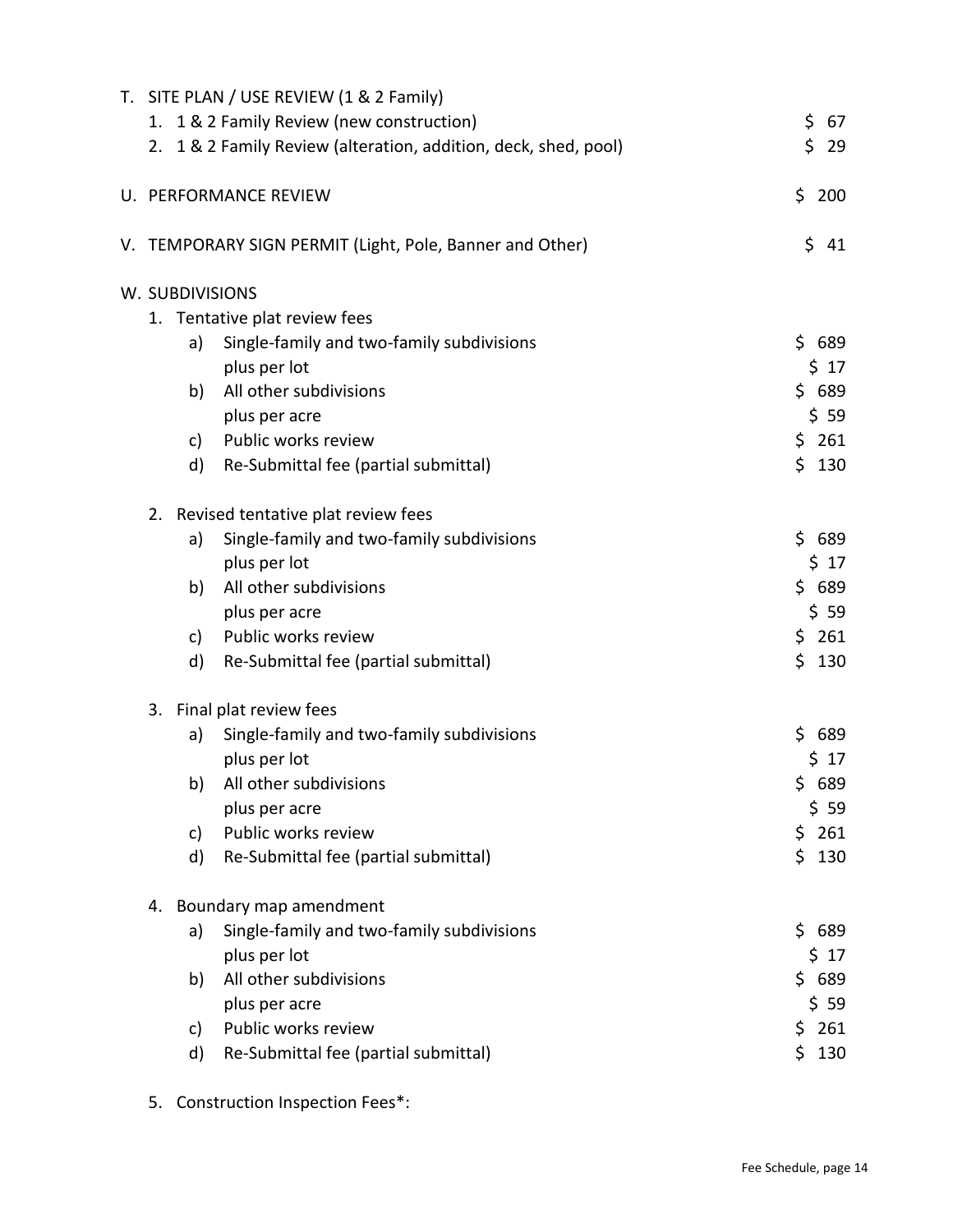T. SITE PLAN / USE REVIEW (1 & 2 Family)

1. 1 & 2 Family Review (new construction) — $ 67
2. 1 & 2 Family Review (alteration, addition, deck, shed, pool) — $ 29

U. PERFORMANCE REVIEW — $ 200

V. TEMPORARY SIGN PERMIT (Light, Pole, Banner and Other) — $ 41

W. SUBDIVISIONS

1. Tentative plat review fees
   - a) Single-family and two-family subdivisions — $ 689
     - plus per lot — $ 17
   - b) All other subdivisions — $ 689
     - plus per acre — $ 59
   - c) Public works review — $ 261
   - d) Re-Submittal fee (partial submittal) — $ 130

2. Revised tentative plat review fees
   - a) Single-family and two-family subdivisions — $ 689
     - plus per lot — $ 17
   - b) All other subdivisions — $ 689
     - plus per acre — $ 59
   - c) Public works review — $ 261
   - d) Re-Submittal fee (partial submittal) — $ 130

3. Final plat review fees
   - a) Single-family and two-family subdivisions — $ 689
     - plus per lot — $ 17
   - b) All other subdivisions — $ 689
     - plus per acre — $ 59
   - c) Public works review — $ 261
   - d) Re-Submittal fee (partial submittal) — $ 130

4. Boundary map amendment
   - a) Single-family and two-family subdivisions — $ 689
     - plus per lot — $ 17
   - b) All other subdivisions — $ 689
     - plus per acre — $ 59
   - c) Public works review — $ 261
   - d) Re-Submittal fee (partial submittal) — $ 130

5. Construction Inspection Fees*: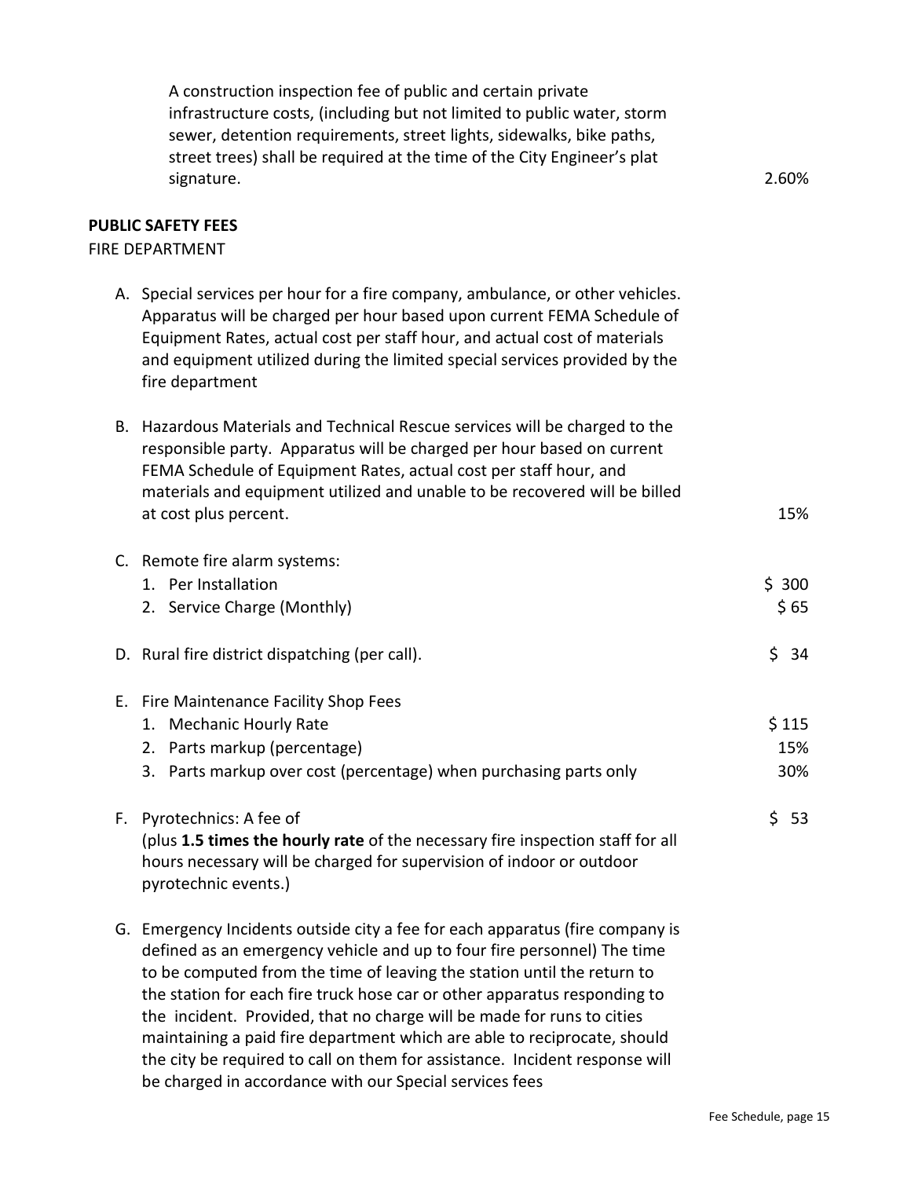| | |
|---|---|
| A construction inspection fee of public and certain private infrastructure costs, (including but not limited to public water, storm sewer, detention requirements, street lights, sidewalks, bike paths, street trees) shall be required at the time of the City Engineer's plat signature. | 2.60% |

**PUBLIC SAFETY FEES**

FIRE DEPARTMENT

| | |
|---|---|
| A. Special services per hour for a fire company, ambulance, or other vehicles. Apparatus will be charged per hour based upon current FEMA Schedule of Equipment Rates, actual cost per staff hour, and actual cost of materials and equipment utilized during the limited special services provided by the fire department | |
| B. Hazardous Materials and Technical Rescue services will be charged to the responsible party. Apparatus will be charged per hour based on current FEMA Schedule of Equipment Rates, actual cost per staff hour, and materials and equipment utilized and unable to be recovered will be billed at cost plus percent. | 15% |
| C. Remote fire alarm systems: | |
| 1. Per Installation | $ 300 |
| 2. Service Charge (Monthly) | $ 65 |
| D. Rural fire district dispatching (per call). | $ 34 |
| E. Fire Maintenance Facility Shop Fees | |
| 1. Mechanic Hourly Rate | $ 115 |
| 2. Parts markup (percentage) | 15% |
| 3. Parts markup over cost (percentage) when purchasing parts only | 30% |
| F. Pyrotechnics: A fee of (plus **1.5 times the hourly rate** of the necessary fire inspection staff for all hours necessary will be charged for supervision of indoor or outdoor pyrotechnic events.) | $ 53 |
| G. Emergency Incidents outside city a fee for each apparatus (fire company is defined as an emergency vehicle and up to four fire personnel) The time to be computed from the time of leaving the station until the return to the station for each fire truck hose car or other apparatus responding to the incident. Provided, that no charge will be made for runs to cities maintaining a paid fire department which are able to reciprocate, should the city be required to call on them for assistance. Incident response will be charged in accordance with our Special services fees | |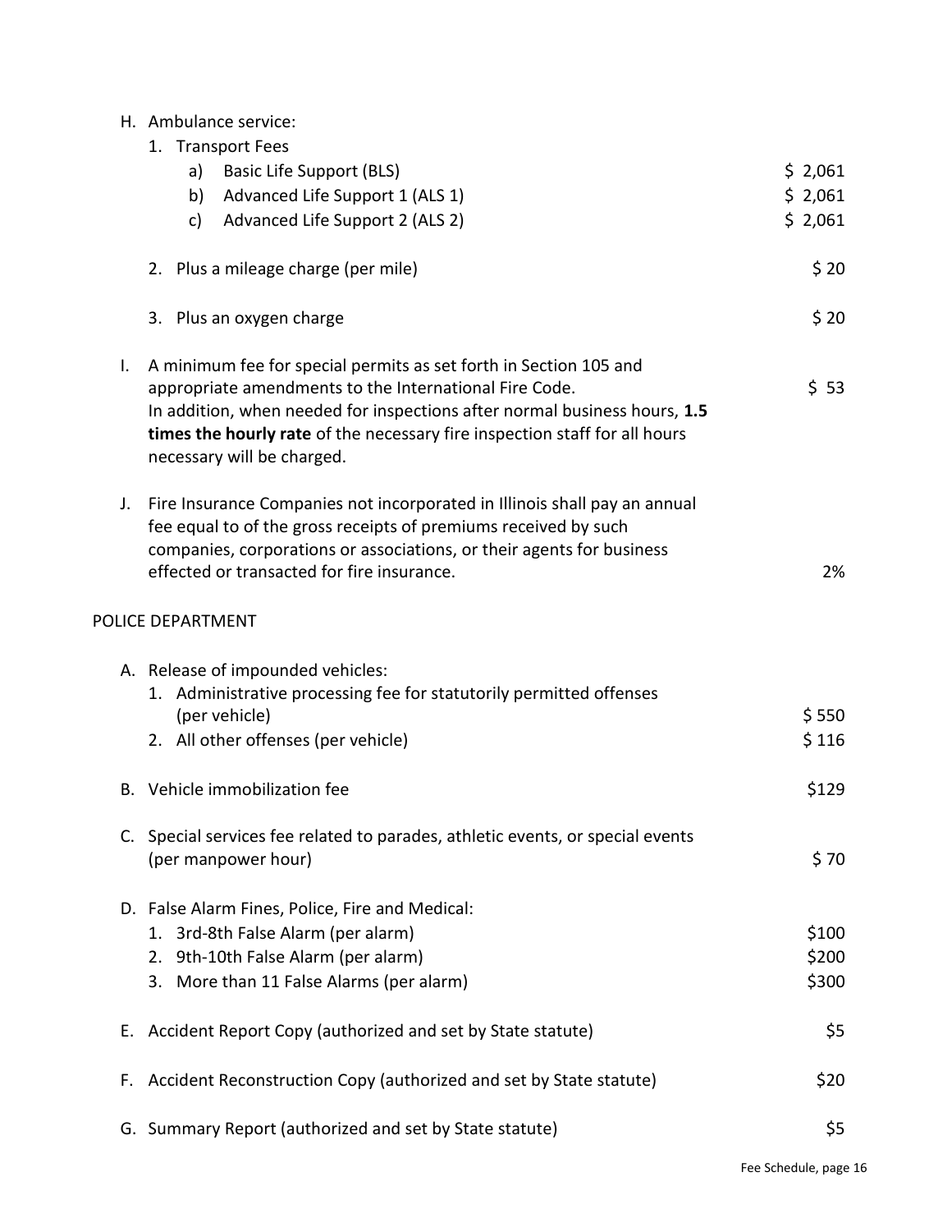H. Ambulance service:

1. Transport Fees

| | |
|---|---|
| a) Basic Life Support (BLS) | $ 2,061 |
| b) Advanced Life Support 1 (ALS 1) | $ 2,061 |
| c) Advanced Life Support 2 (ALS 2) | $ 2,061 |

2. Plus a mileage charge (per mile) — $ 20

3. Plus an oxygen charge — $ 20

I. A minimum fee for special permits as set forth in Section 105 and appropriate amendments to the International Fire Code. — $ 53
In addition, when needed for inspections after normal business hours, **1.5 times the hourly rate** of the necessary fire inspection staff for all hours necessary will be charged.

J. Fire Insurance Companies not incorporated in Illinois shall pay an annual fee equal to of the gross receipts of premiums received by such companies, corporations or associations, or their agents for business effected or transacted for fire insurance. — 2%

## POLICE DEPARTMENT

A. Release of impounded vehicles:

1. Administrative processing fee for statutorily permitted offenses (per vehicle) — $ 550
2. All other offenses (per vehicle) — $ 116

B. Vehicle immobilization fee — $129

C. Special services fee related to parades, athletic events, or special events (per manpower hour) — $ 70

D. False Alarm Fines, Police, Fire and Medical:

1. 3rd-8th False Alarm (per alarm) — $100
2. 9th-10th False Alarm (per alarm) — $200
3. More than 11 False Alarms (per alarm) — $300

E. Accident Report Copy (authorized and set by State statute) — $5

F. Accident Reconstruction Copy (authorized and set by State statute) — $20

G. Summary Report (authorized and set by State statute) — $5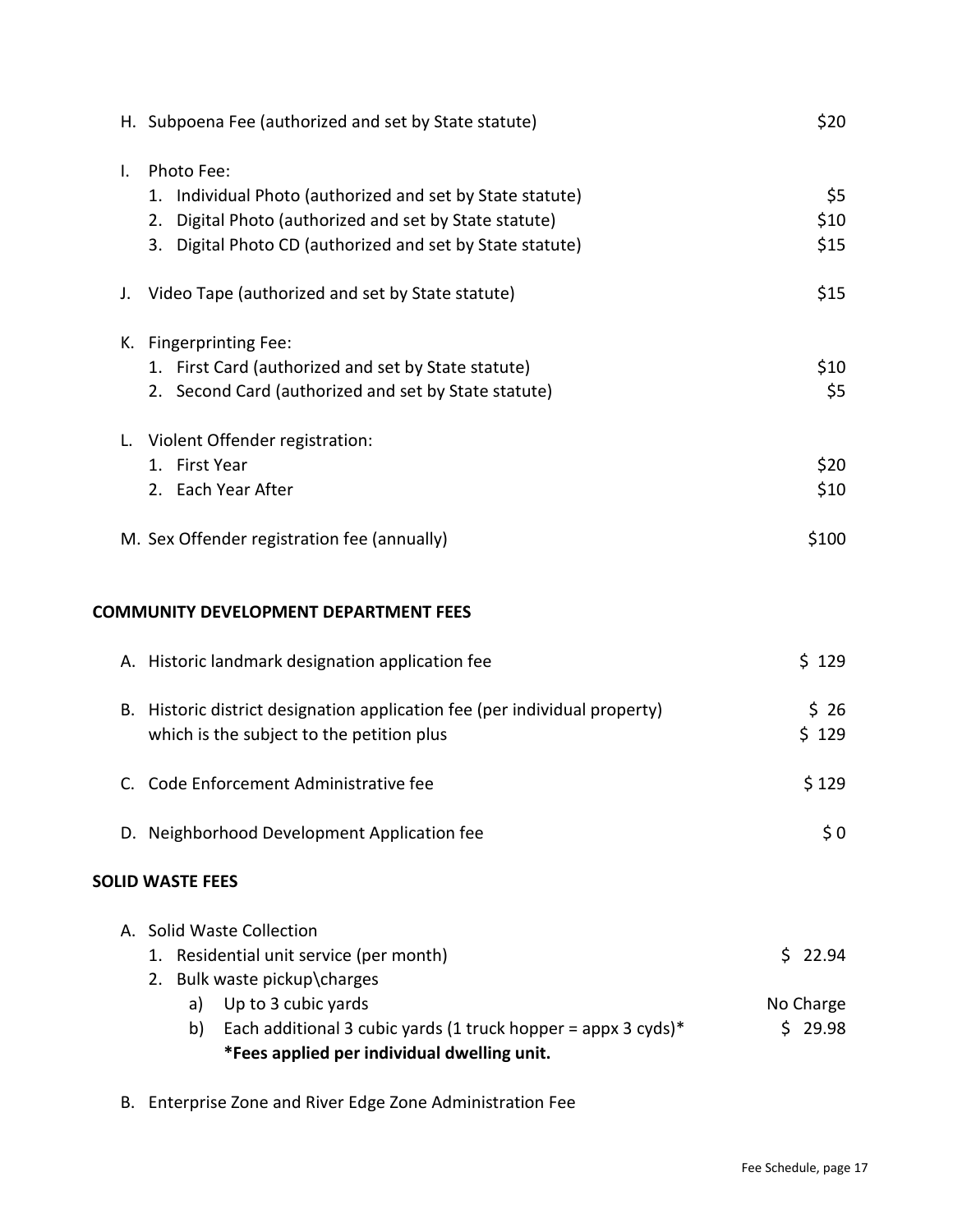H. Subpoena Fee (authorized and set by State statute) $20

I. Photo Fee:
   1. Individual Photo (authorized and set by State statute) $5
   2. Digital Photo (authorized and set by State statute) $10
   3. Digital Photo CD (authorized and set by State statute) $15

J. Video Tape (authorized and set by State statute) $15

K. Fingerprinting Fee:
   1. First Card (authorized and set by State statute) $10
   2. Second Card (authorized and set by State statute) $5

L. Violent Offender registration:
   1. First Year $20
   2. Each Year After $10

M. Sex Offender registration fee (annually) $100

## COMMUNITY DEVELOPMENT DEPARTMENT FEES

A. Historic landmark designation application fee $ 129

B. Historic district designation application fee (per individual property) which is the subject to the petition plus $ 26 / $ 129

C. Code Enforcement Administrative fee $ 129

D. Neighborhood Development Application fee $ 0

## SOLID WASTE FEES

A. Solid Waste Collection
   1. Residential unit service (per month) $ 22.94
   2. Bulk waste pickup\charges
      a) Up to 3 cubic yards No Charge
      b) Each additional 3 cubic yards (1 truck hopper = appx 3 cyds)* $ 29.98
      **\*Fees applied per individual dwelling unit.**

B. Enterprise Zone and River Edge Zone Administration Fee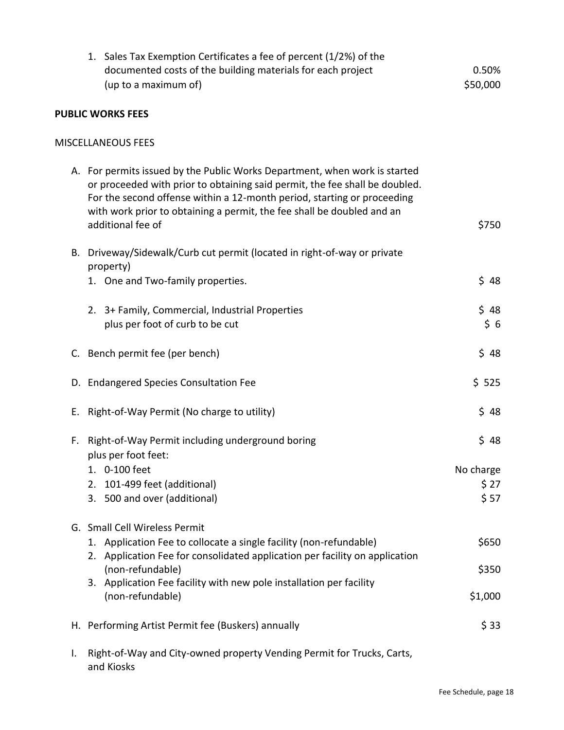1. Sales Tax Exemption Certificates a fee of percent (1/2%) of the documented costs of the building materials for each project (up to a maximum of) — 0.50% / $50,000

**PUBLIC WORKS FEES**

MISCELLANEOUS FEES

| | Fee |
|---|---|
| A. For permits issued by the Public Works Department, when work is started or proceeded with prior to obtaining said permit, the fee shall be doubled. For the second offense within a 12-month period, starting or proceeding with work prior to obtaining a permit, the fee shall be doubled and an additional fee of | $750 |
| B. Driveway/Sidewalk/Curb cut permit (located in right-of-way or private property) | |
| 1. One and Two-family properties. | $ 48 |
| 2. 3+ Family, Commercial, Industrial Properties | $ 48 |
| plus per foot of curb to be cut | $ 6 |
| C. Bench permit fee (per bench) | $ 48 |
| D. Endangered Species Consultation Fee | $ 525 |
| E. Right-of-Way Permit (No charge to utility) | $ 48 |
| F. Right-of-Way Permit including underground boring | $ 48 |
| plus per foot feet: | |
| 1. 0-100 feet | No charge |
| 2. 101-499 feet (additional) | $ 27 |
| 3. 500 and over (additional) | $ 57 |
| G. Small Cell Wireless Permit | |
| 1. Application Fee to collocate a single facility (non-refundable) | $650 |
| 2. Application Fee for consolidated application per facility on application (non-refundable) | $350 |
| 3. Application Fee facility with new pole installation per facility (non-refundable) | $1,000 |
| H. Performing Artist Permit fee (Buskers) annually | $ 33 |
| I. Right-of-Way and City-owned property Vending Permit for Trucks, Carts, and Kiosks | |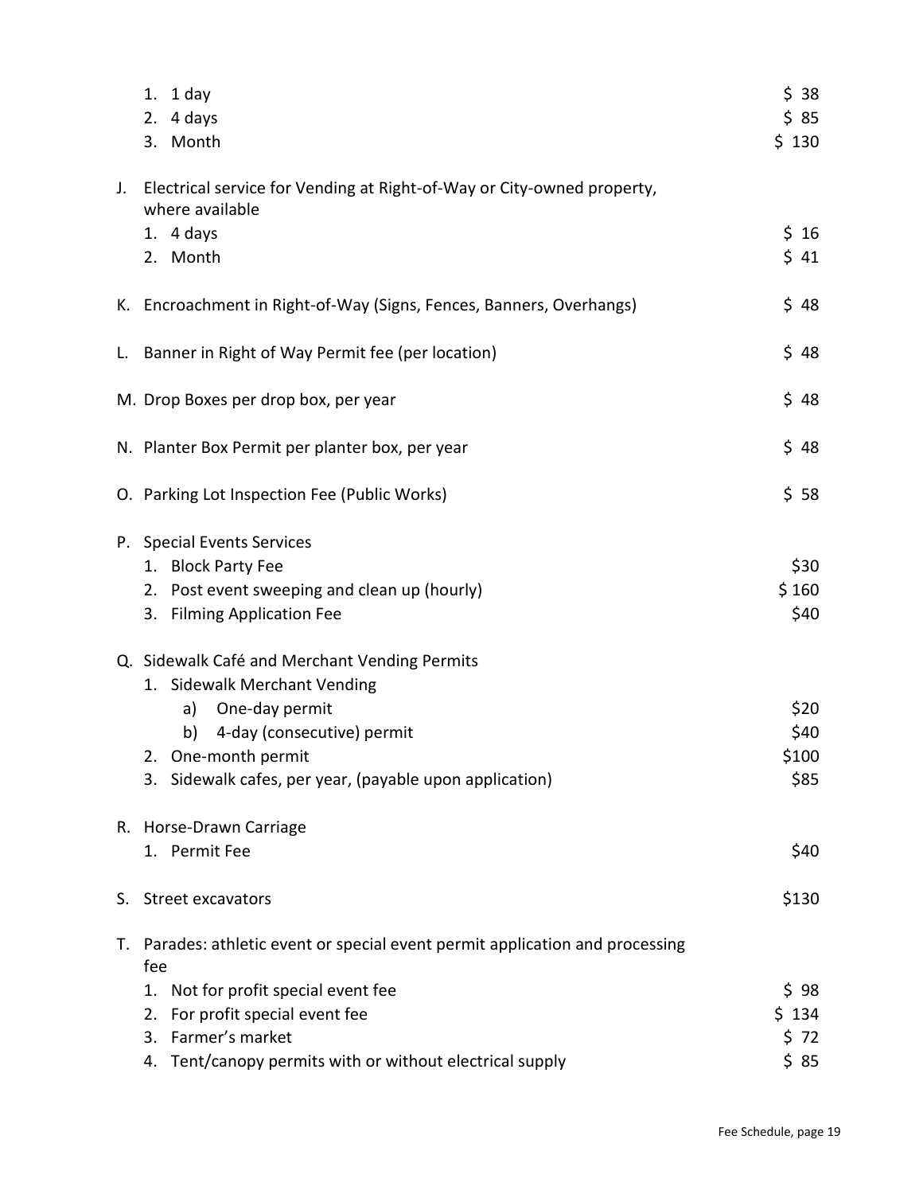1. 1 day $ 38
2. 4 days $ 85
3. Month $ 130

J. Electrical service for Vending at Right-of-Way or City-owned property, where available
   1. 4 days $ 16
   2. Month $ 41

K. Encroachment in Right-of-Way (Signs, Fences, Banners, Overhangs) $ 48

L. Banner in Right of Way Permit fee (per location) $ 48

M. Drop Boxes per drop box, per year $ 48

N. Planter Box Permit per planter box, per year $ 48

O. Parking Lot Inspection Fee (Public Works) $ 58

P. Special Events Services
   1. Block Party Fee $30
   2. Post event sweeping and clean up (hourly) $ 160
   3. Filming Application Fee $40

Q. Sidewalk Café and Merchant Vending Permits
   1. Sidewalk Merchant Vending
      a) One-day permit $20
      b) 4-day (consecutive) permit $40
   2. One-month permit $100
   3. Sidewalk cafes, per year, (payable upon application) $85

R. Horse-Drawn Carriage
   1. Permit Fee $40

S. Street excavators $130

T. Parades: athletic event or special event permit application and processing fee
   1. Not for profit special event fee $ 98
   2. For profit special event fee $ 134
   3. Farmer's market $ 72
   4. Tent/canopy permits with or without electrical supply $ 85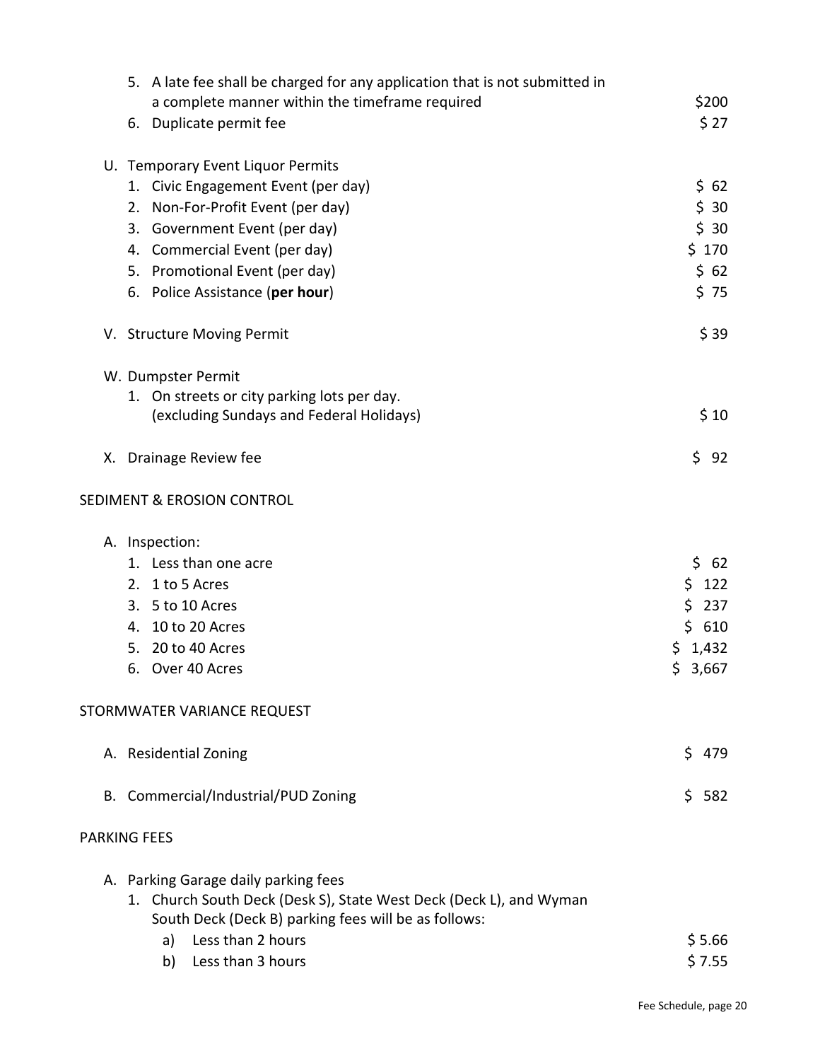5. A late fee shall be charged for any application that is not submitted in a complete manner within the timeframe required — $200
6. Duplicate permit fee — $ 27

U. Temporary Event Liquor Permits

1. Civic Engagement Event (per day) — $ 62
2. Non-For-Profit Event (per day) — $ 30
3. Government Event (per day) — $ 30
4. Commercial Event (per day) — $ 170
5. Promotional Event (per day) — $ 62
6. Police Assistance (**per hour**) — $ 75

V. Structure Moving Permit — $ 39

W. Dumpster Permit

1. On streets or city parking lots per day. (excluding Sundays and Federal Holidays) — $ 10

X. Drainage Review fee — $ 92

SEDIMENT & EROSION CONTROL

A. Inspection:

1. Less than one acre — $ 62
2. 1 to 5 Acres — $ 122
3. 5 to 10 Acres — $ 237
4. 10 to 20 Acres — $ 610
5. 20 to 40 Acres — $ 1,432
6. Over 40 Acres — $ 3,667

STORMWATER VARIANCE REQUEST

A. Residential Zoning — $ 479

B. Commercial/Industrial/PUD Zoning — $ 582

PARKING FEES

A. Parking Garage daily parking fees

1. Church South Deck (Desk S), State West Deck (Deck L), and Wyman South Deck (Deck B) parking fees will be as follows:
   a) Less than 2 hours — $ 5.66
   b) Less than 3 hours — $ 7.55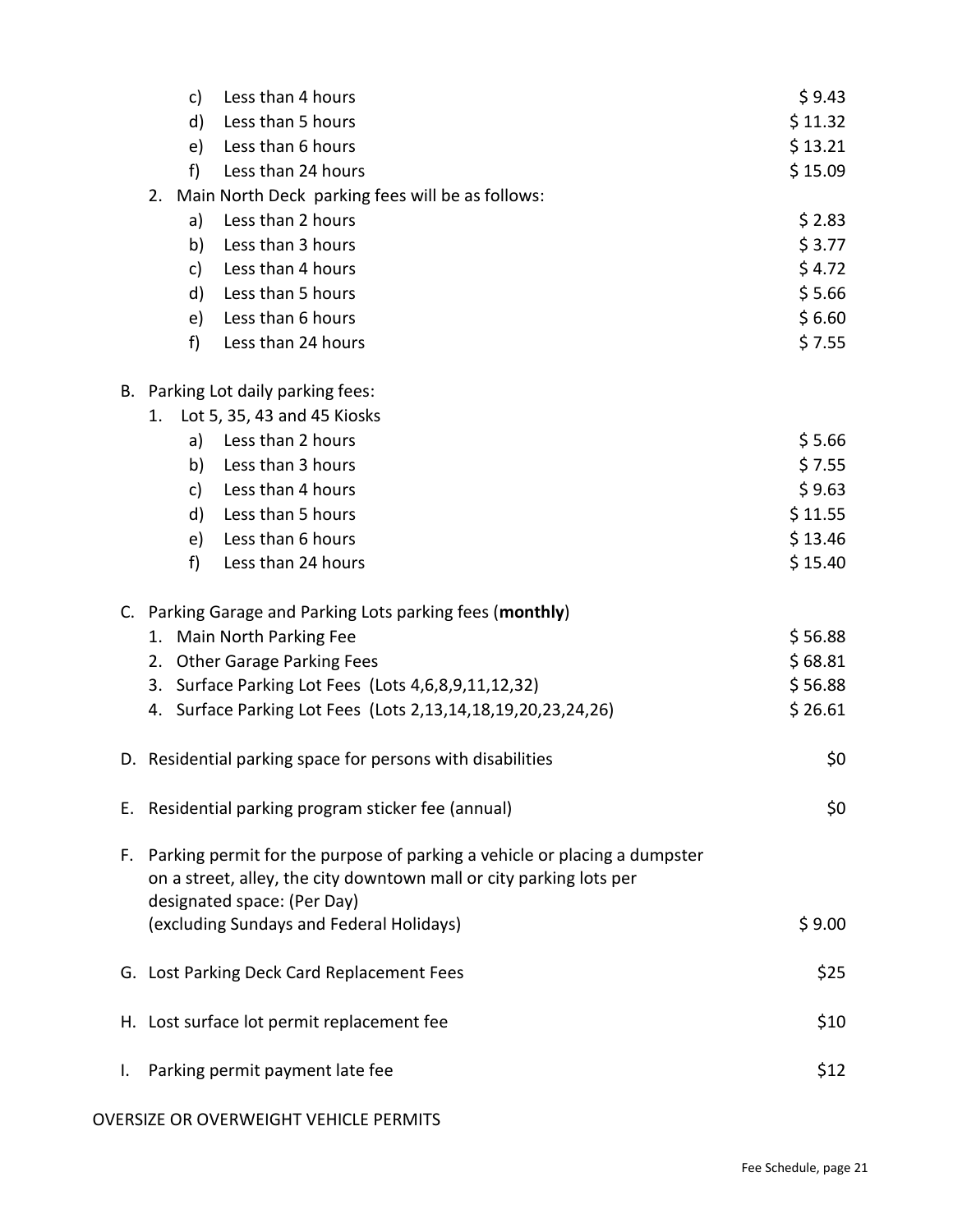c) Less than 4 hours $ 9.43
d) Less than 5 hours $ 11.32
e) Less than 6 hours $ 13.21
f) Less than 24 hours $ 15.09

2. Main North Deck parking fees will be as follows:
   a) Less than 2 hours $ 2.83
   b) Less than 3 hours $ 3.77
   c) Less than 4 hours $ 4.72
   d) Less than 5 hours $ 5.66
   e) Less than 6 hours $ 6.60
   f) Less than 24 hours $ 7.55

B. Parking Lot daily parking fees:
   1. Lot 5, 35, 43 and 45 Kiosks
      a) Less than 2 hours $ 5.66
      b) Less than 3 hours $ 7.55
      c) Less than 4 hours $ 9.63
      d) Less than 5 hours $ 11.55
      e) Less than 6 hours $ 13.46
      f) Less than 24 hours $ 15.40

C. Parking Garage and Parking Lots parking fees (**monthly**)
   1. Main North Parking Fee $ 56.88
   2. Other Garage Parking Fees $ 68.81
   3. Surface Parking Lot Fees (Lots 4,6,8,9,11,12,32) $ 56.88
   4. Surface Parking Lot Fees (Lots 2,13,14,18,19,20,23,24,26) $ 26.61

D. Residential parking space for persons with disabilities $0

E. Residential parking program sticker fee (annual) $0

F. Parking permit for the purpose of parking a vehicle or placing a dumpster on a street, alley, the city downtown mall or city parking lots per designated space: (Per Day)
   (excluding Sundays and Federal Holidays) $ 9.00

G. Lost Parking Deck Card Replacement Fees $25

H. Lost surface lot permit replacement fee $10

I. Parking permit payment late fee $12

OVERSIZE OR OVERWEIGHT VEHICLE PERMITS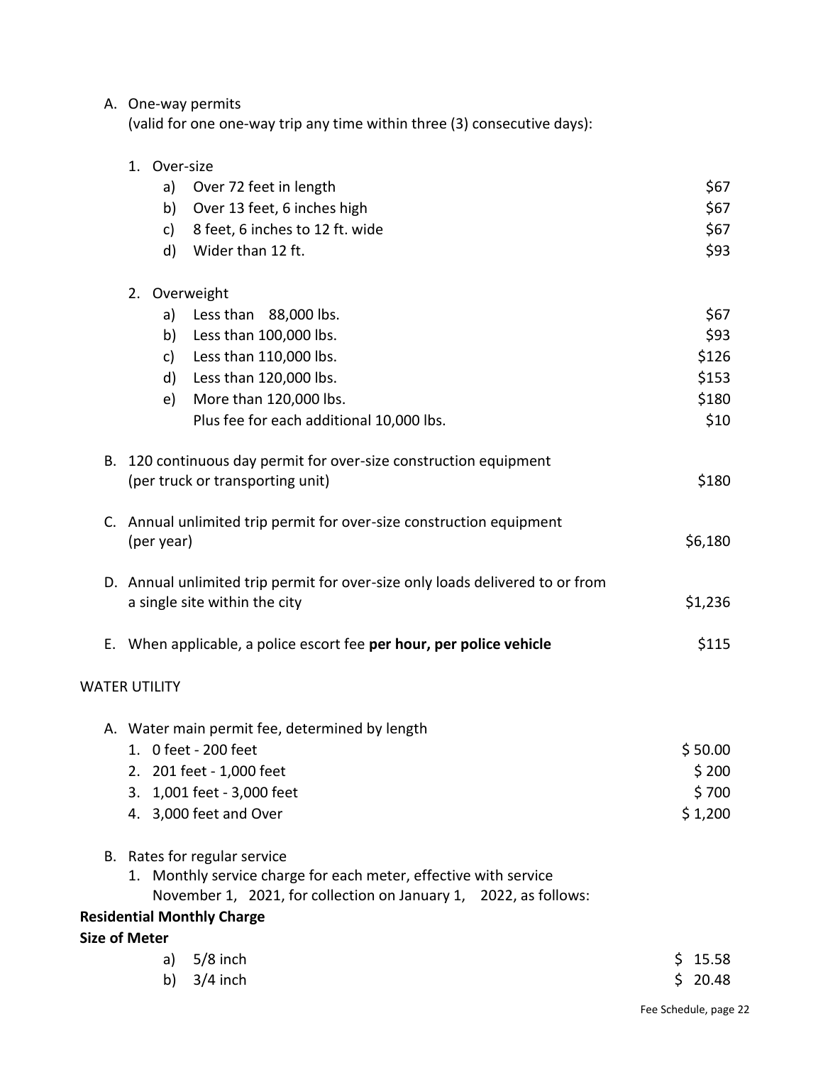A. One-way permits
(valid for one one-way trip any time within three (3) consecutive days):

1. Over-size

| | |
|---|---|
| a) Over 72 feet in length | $67 |
| b) Over 13 feet, 6 inches high | $67 |
| c) 8 feet, 6 inches to 12 ft. wide | $67 |
| d) Wider than 12 ft. | $93 |

2. Overweight

| | |
|---|---|
| a) Less than 88,000 lbs. | $67 |
| b) Less than 100,000 lbs. | $93 |
| c) Less than 110,000 lbs. | $126 |
| d) Less than 120,000 lbs. | $153 |
| e) More than 120,000 lbs. | $180 |
| Plus fee for each additional 10,000 lbs. | $10 |

B. 120 continuous day permit for over-size construction equipment (per truck or transporting unit) — $180

C. Annual unlimited trip permit for over-size construction equipment (per year) — $6,180

D. Annual unlimited trip permit for over-size only loads delivered to or from a single site within the city — $1,236

E. When applicable, a police escort fee **per hour, per police vehicle** — $115

WATER UTILITY

A. Water main permit fee, determined by length

| | |
|---|---|
| 1. 0 feet - 200 feet | $ 50.00 |
| 2. 201 feet - 1,000 feet | $ 200 |
| 3. 1,001 feet - 3,000 feet | $ 700 |
| 4. 3,000 feet and Over | $ 1,200 |

B. Rates for regular service

1. Monthly service charge for each meter, effective with service November 1, 2021, for collection on January 1, 2022, as follows:

**Residential Monthly Charge**

**Size of Meter**

| | |
|---|---|
| a) 5/8 inch | $ 15.58 |
| b) 3/4 inch | $ 20.48 |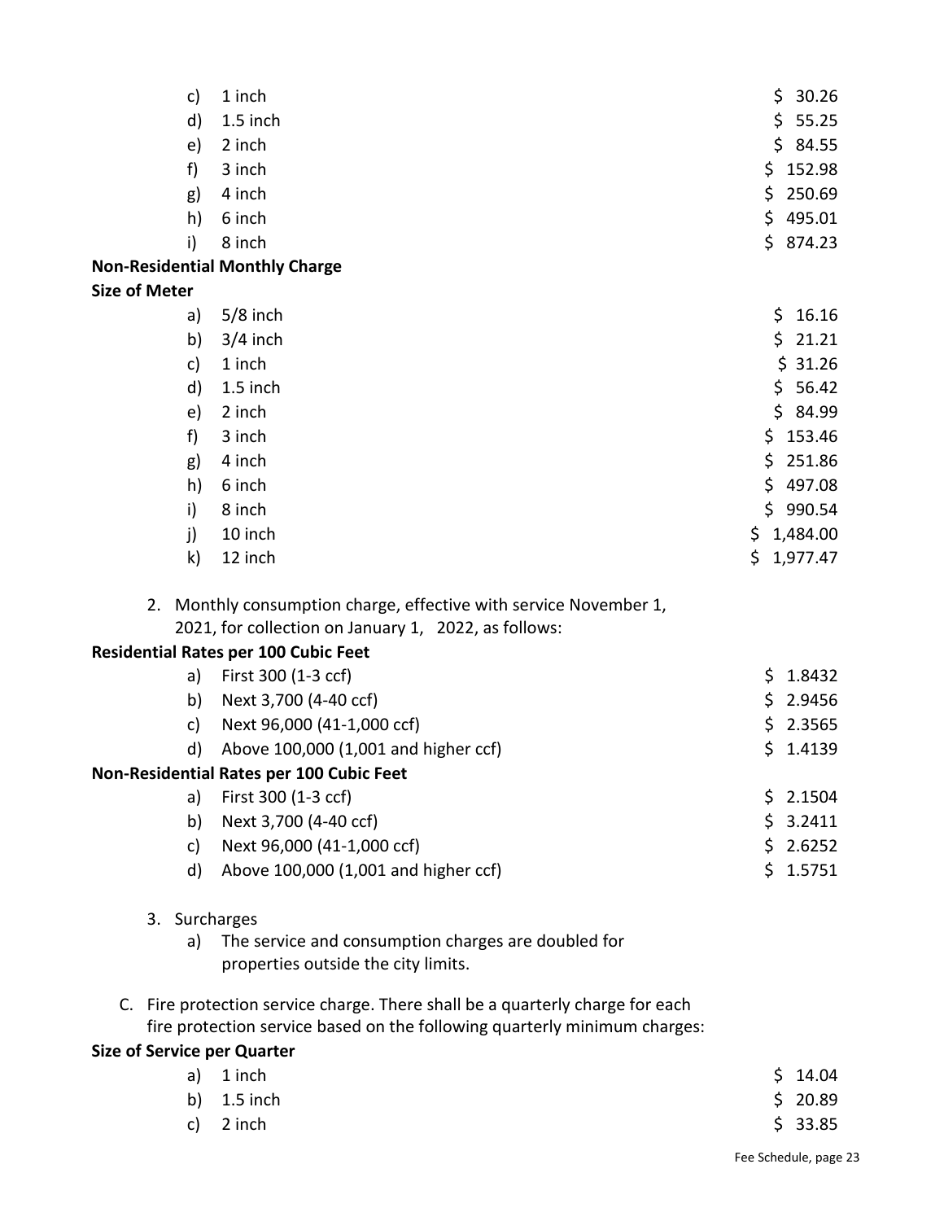| | | |
|---|---|---|
| c) | 1 inch | $ 30.26 |
| d) | 1.5 inch | $ 55.25 |
| e) | 2 inch | $ 84.55 |
| f) | 3 inch | $ 152.98 |
| g) | 4 inch | $ 250.69 |
| h) | 6 inch | $ 495.01 |
| i) | 8 inch | $ 874.23 |

**Non-Residential Monthly Charge**

**Size of Meter**

| | | |
|---|---|---|
| a) | 5/8 inch | $ 16.16 |
| b) | 3/4 inch | $ 21.21 |
| c) | 1 inch | $ 31.26 |
| d) | 1.5 inch | $ 56.42 |
| e) | 2 inch | $ 84.99 |
| f) | 3 inch | $ 153.46 |
| g) | 4 inch | $ 251.86 |
| h) | 6 inch | $ 497.08 |
| i) | 8 inch | $ 990.54 |
| j) | 10 inch | $ 1,484.00 |
| k) | 12 inch | $ 1,977.47 |

2. Monthly consumption charge, effective with service November 1, 2021, for collection on January 1, 2022, as follows:

**Residential Rates per 100 Cubic Feet**

| | | |
|---|---|---|
| a) | First 300 (1-3 ccf) | $ 1.8432 |
| b) | Next 3,700 (4-40 ccf) | $ 2.9456 |
| c) | Next 96,000 (41-1,000 ccf) | $ 2.3565 |
| d) | Above 100,000 (1,001 and higher ccf) | $ 1.4139 |

**Non-Residential Rates per 100 Cubic Feet**

| | | |
|---|---|---|
| a) | First 300 (1-3 ccf) | $ 2.1504 |
| b) | Next 3,700 (4-40 ccf) | $ 3.2411 |
| c) | Next 96,000 (41-1,000 ccf) | $ 2.6252 |
| d) | Above 100,000 (1,001 and higher ccf) | $ 1.5751 |

3. Surcharges
   a) The service and consumption charges are doubled for properties outside the city limits.

C. Fire protection service charge. There shall be a quarterly charge for each fire protection service based on the following quarterly minimum charges:

**Size of Service per Quarter**

| | | |
|---|---|---|
| a) | 1 inch | $ 14.04 |
| b) | 1.5 inch | $ 20.89 |
| c) | 2 inch | $ 33.85 |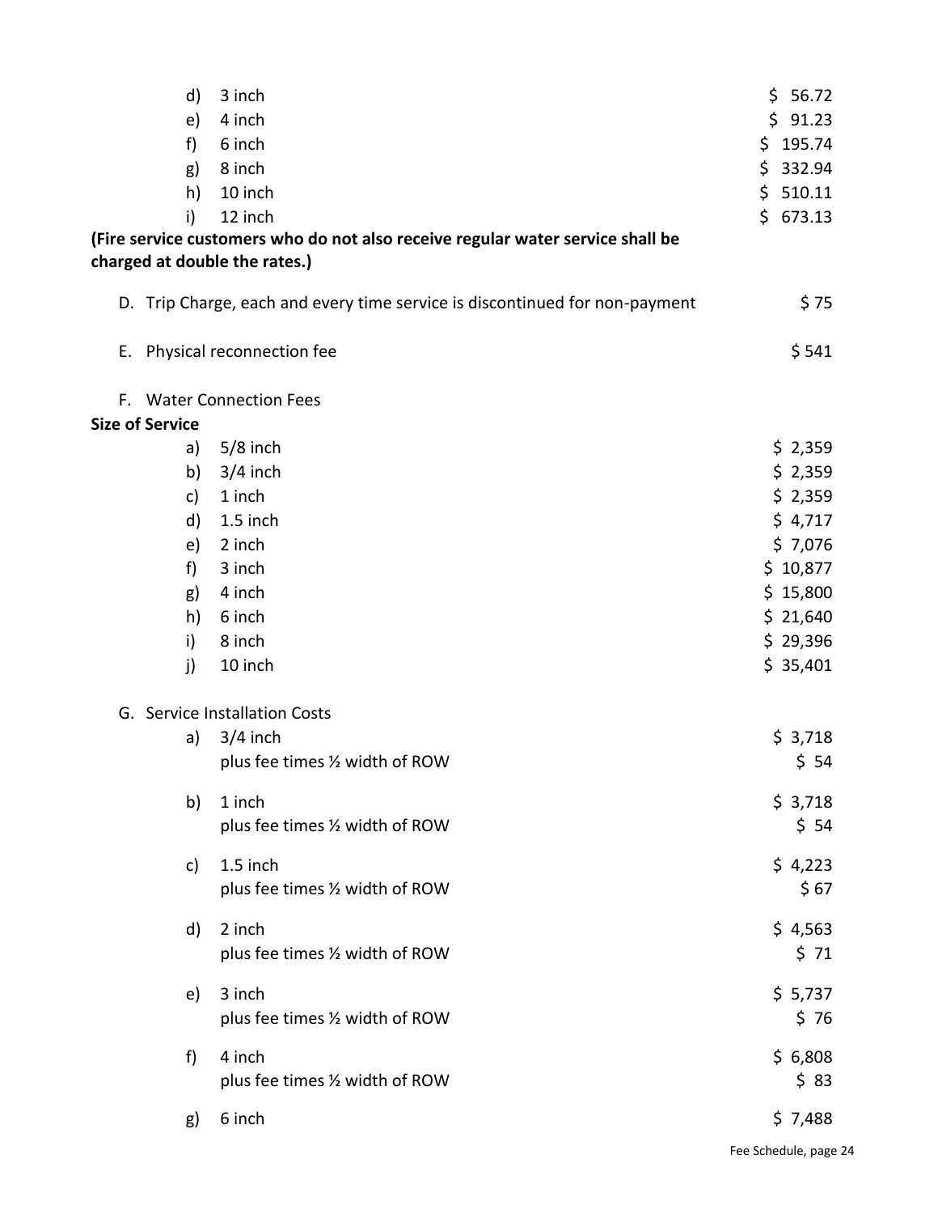d) 3 inch $ 56.72
e) 4 inch $ 91.23
f) 6 inch $ 195.74
g) 8 inch $ 332.94
h) 10 inch $ 510.11
i) 12 inch $ 673.13

**(Fire service customers who do not also receive regular water service shall be charged at double the rates.)**

D. Trip Charge, each and every time service is discontinued for non-payment $ 75

E. Physical reconnection fee $ 541

F. Water Connection Fees

**Size of Service**

| | Size | Fee |
|---|---|---|
| a) | 5/8 inch | $ 2,359 |
| b) | 3/4 inch | $ 2,359 |
| c) | 1 inch | $ 2,359 |
| d) | 1.5 inch | $ 4,717 |
| e) | 2 inch | $ 7,076 |
| f) | 3 inch | $ 10,877 |
| g) | 4 inch | $ 15,800 |
| h) | 6 inch | $ 21,640 |
| i) | 8 inch | $ 29,396 |
| j) | 10 inch | $ 35,401 |

G. Service Installation Costs

| | Size | Cost |
|---|---|---|
| a) | 3/4 inch | $ 3,718 |
| | plus fee times ½ width of ROW | $ 54 |
| b) | 1 inch | $ 3,718 |
| | plus fee times ½ width of ROW | $ 54 |
| c) | 1.5 inch | $ 4,223 |
| | plus fee times ½ width of ROW | $ 67 |
| d) | 2 inch | $ 4,563 |
| | plus fee times ½ width of ROW | $ 71 |
| e) | 3 inch | $ 5,737 |
| | plus fee times ½ width of ROW | $ 76 |
| f) | 4 inch | $ 6,808 |
| | plus fee times ½ width of ROW | $ 83 |
| g) | 6 inch | $ 7,488 |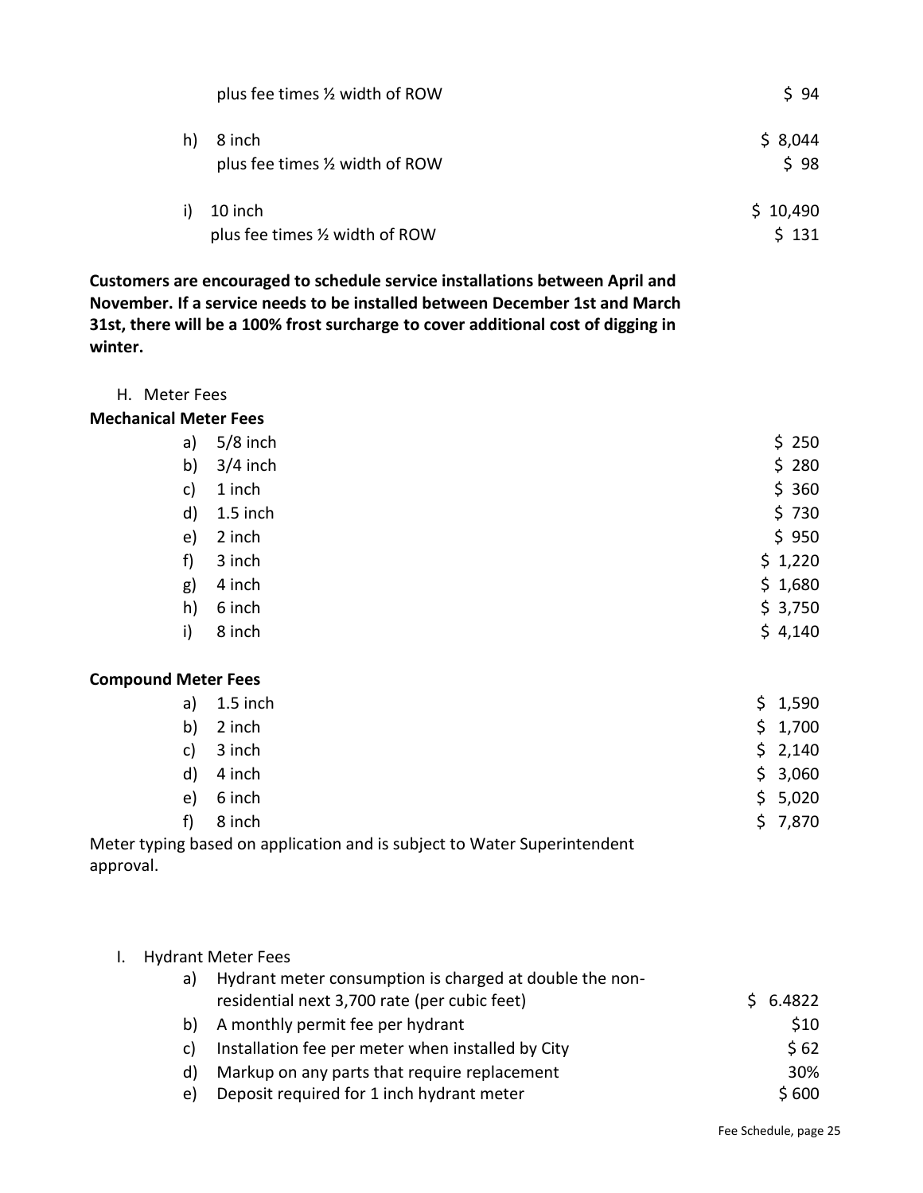| | | |
|---|---|---|
| | plus fee times ½ width of ROW | $ 94 |
| h) | 8 inch | $ 8,044 |
| | plus fee times ½ width of ROW | $ 98 |
| i) | 10 inch | $ 10,490 |
| | plus fee times ½ width of ROW | $ 131 |

**Customers are encouraged to schedule service installations between April and November. If a service needs to be installed between December 1st and March 31st, there will be a 100% frost surcharge to cover additional cost of digging in winter.**

H. Meter Fees

**Mechanical Meter Fees**

| | | |
|---|---|---|
| a) | 5/8 inch | $ 250 |
| b) | 3/4 inch | $ 280 |
| c) | 1 inch | $ 360 |
| d) | 1.5 inch | $ 730 |
| e) | 2 inch | $ 950 |
| f) | 3 inch | $ 1,220 |
| g) | 4 inch | $ 1,680 |
| h) | 6 inch | $ 3,750 |
| i) | 8 inch | $ 4,140 |

**Compound Meter Fees**

| | | |
|---|---|---|
| a) | 1.5 inch | $ 1,590 |
| b) | 2 inch | $ 1,700 |
| c) | 3 inch | $ 2,140 |
| d) | 4 inch | $ 3,060 |
| e) | 6 inch | $ 5,020 |
| f) | 8 inch | $ 7,870 |

Meter typing based on application and is subject to Water Superintendent approval.

I. Hydrant Meter Fees

| | | |
|---|---|---|
| a) | Hydrant meter consumption is charged at double the non-residential next 3,700 rate (per cubic feet) | $ 6.4822 |
| b) | A monthly permit fee per hydrant | $10 |
| c) | Installation fee per meter when installed by City | $ 62 |
| d) | Markup on any parts that require replacement | 30% |
| e) | Deposit required for 1 inch hydrant meter | $ 600 |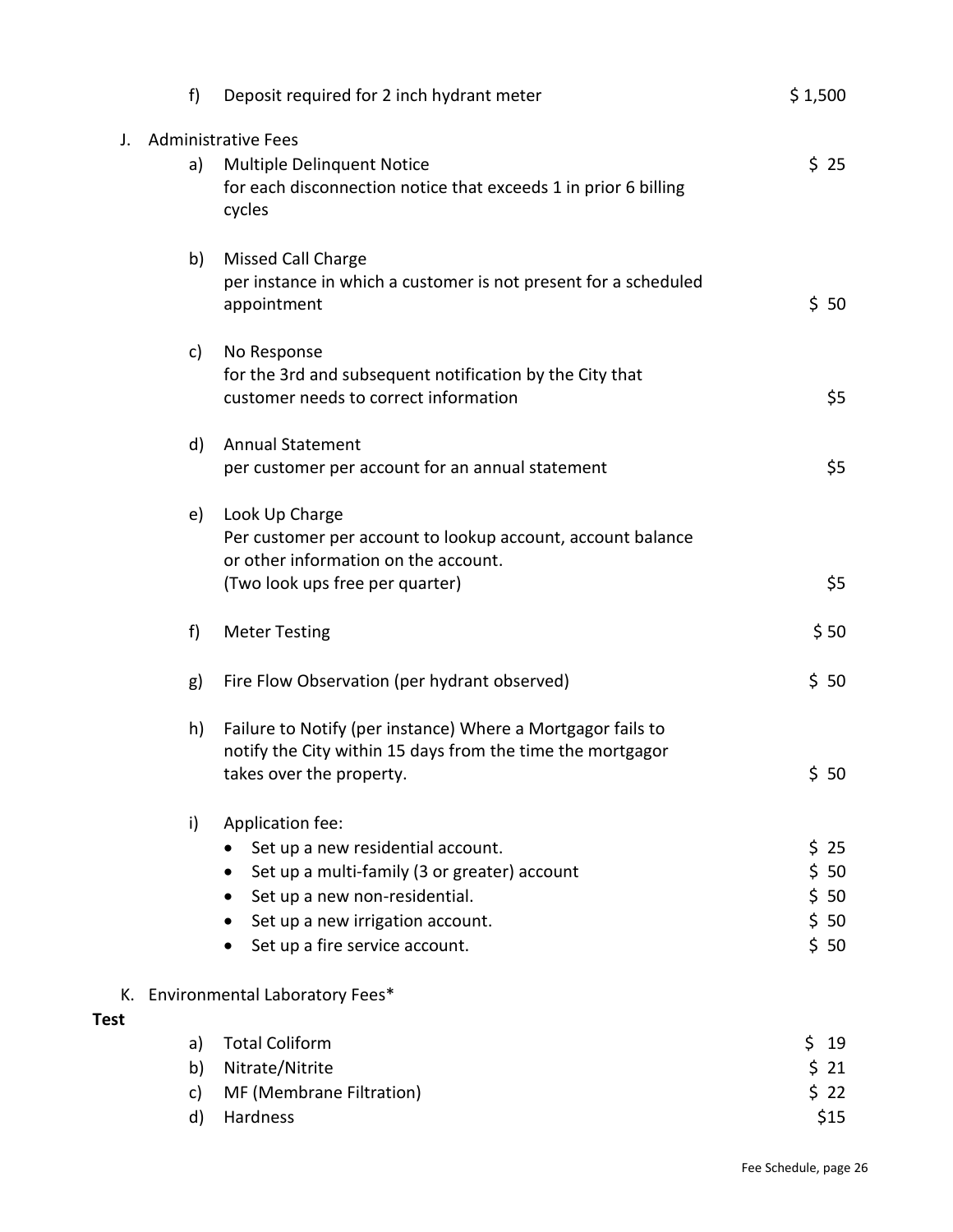f) Deposit required for 2 inch hydrant meter $ 1,500

J. Administrative Fees

a) Multiple Delinquent Notice
for each disconnection notice that exceeds 1 in prior 6 billing cycles $ 25

b) Missed Call Charge
per instance in which a customer is not present for a scheduled appointment $ 50

c) No Response
for the 3rd and subsequent notification by the City that customer needs to correct information $5

d) Annual Statement
per customer per account for an annual statement $5

e) Look Up Charge
Per customer per account to lookup account, account balance or other information on the account.
(Two look ups free per quarter) $5

f) Meter Testing $ 50

g) Fire Flow Observation (per hydrant observed) $ 50

h) Failure to Notify (per instance) Where a Mortgagor fails to notify the City within 15 days from the time the mortgagor takes over the property. $ 50

i) Application fee:
- Set up a new residential account. $ 25
- Set up a multi-family (3 or greater) account $ 50
- Set up a new non-residential. $ 50
- Set up a new irrigation account. $ 50
- Set up a fire service account. $ 50

K. Environmental Laboratory Fees*

**Test**

a) Total Coliform $ 19
b) Nitrate/Nitrite $ 21
c) MF (Membrane Filtration) $ 22
d) Hardness $15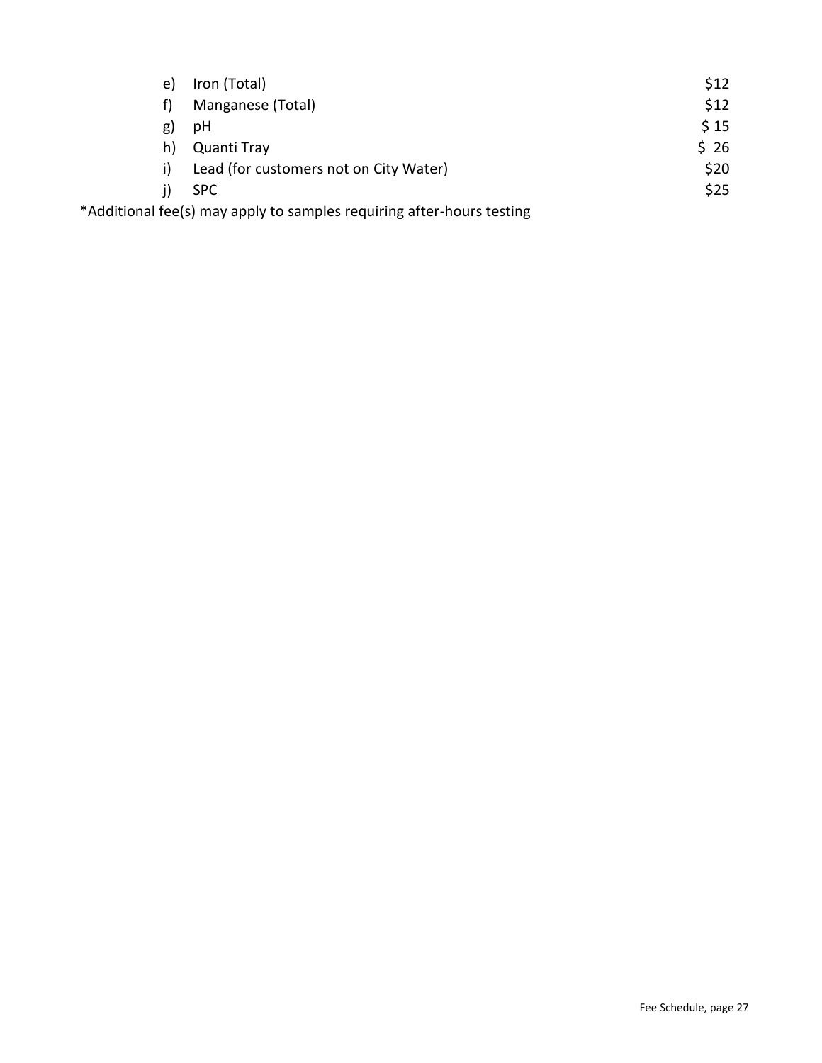| | | |
|---|---|---|
| e) | Iron (Total) | $12 |
| f) | Manganese (Total) | $12 |
| g) | pH | $ 15 |
| h) | Quanti Tray | $ 26 |
| i) | Lead (for customers not on City Water) | $20 |
| j) | SPC | $25 |

*Additional fee(s) may apply to samples requiring after-hours testing